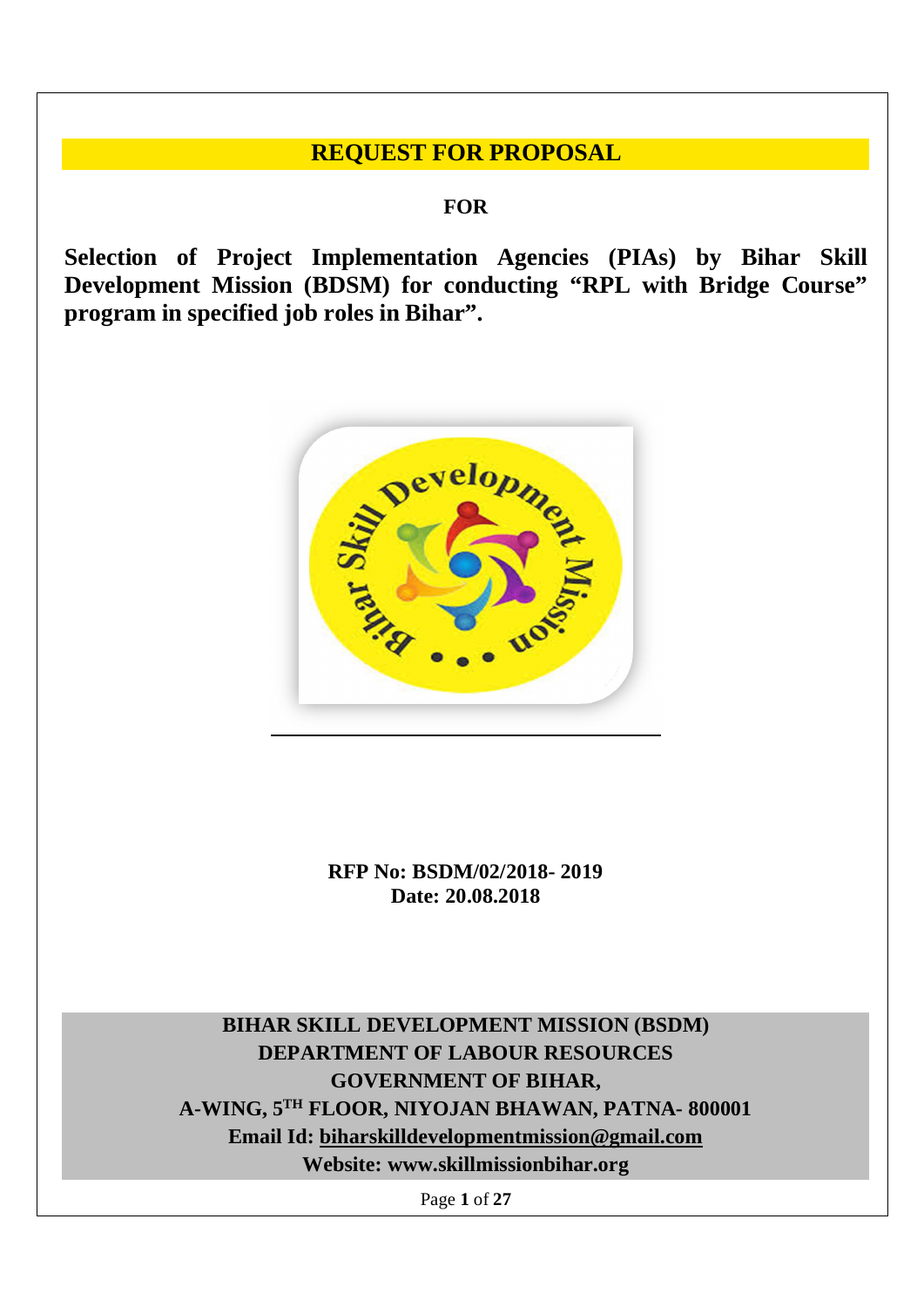# REQUEST FOR PROPOSAL

**FOR**

**Selection of Project Implementation Agencies (PIAs) by Bihar Skill Development Mission (BDSM) for conducting "RPL with Bridge Course" program in specified job roles in Bihar".**

**RFP No: BSDM/02/2018- 2019**
**Date: 20.08.2018**

**BIHAR SKILL DEVELOPMENT MISSION (BSDM)**
**DEPARTMENT OF LABOUR RESOURCES**
**GOVERNMENT OF BIHAR,**
**A-WING, 5TH FLOOR, NIYOJAN BHAWAN, PATNA- 800001**
**Email Id: biharskilldevelopmentmission@gmail.com**
**Website: www.skillmissionbihar.org**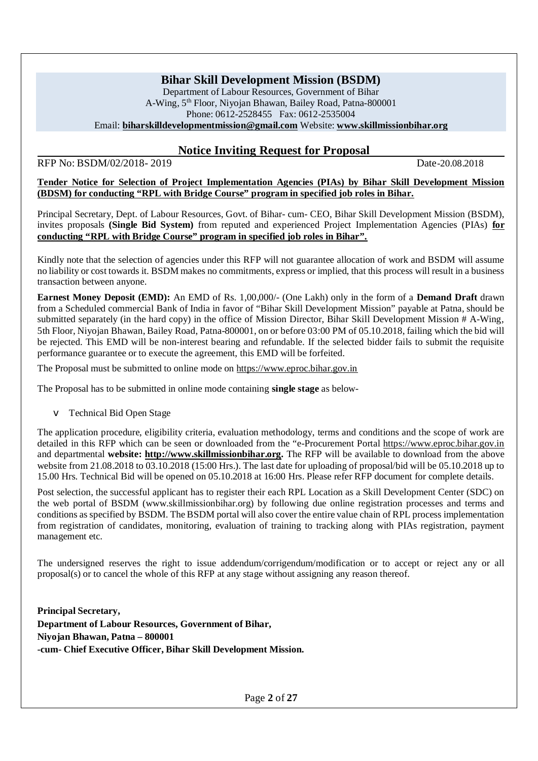# Bihar Skill Development Mission (BSDM)

Department of Labour Resources, Government of Bihar
A-Wing, 5th Floor, Niyojan Bhawan, Bailey Road, Patna-800001
Phone: 0612-2528455 Fax: 0612-2535004
Email: **biharskilldevelopmentmission@gmail.com** Website: **www.skillmissionbihar.org**

## Notice Inviting Request for Proposal

RFP No: BSDM/02/2018- 2019 Date-20.08.2018

**Tender Notice for Selection of Project Implementation Agencies (PIAs) by Bihar Skill Development Mission (BDSM) for conducting "RPL with Bridge Course" program in specified job roles in Bihar.**

Principal Secretary, Dept. of Labour Resources, Govt. of Bihar- cum- CEO, Bihar Skill Development Mission (BSDM), invites proposals **(Single Bid System)** from reputed and experienced Project Implementation Agencies (PIAs) **for conducting "RPL with Bridge Course" program in specified job roles in Bihar".**

Kindly note that the selection of agencies under this RFP will not guarantee allocation of work and BSDM will assume no liability or cost towards it. BSDM makes no commitments, express or implied, that this process will result in a business transaction between anyone.

**Earnest Money Deposit (EMD):** An EMD of Rs. 1,00,000/- (One Lakh) only in the form of a **Demand Draft** drawn from a Scheduled commercial Bank of India in favor of "Bihar Skill Development Mission" payable at Patna, should be submitted separately (in the hard copy) in the office of Mission Director, Bihar Skill Development Mission # A-Wing, 5th Floor, Niyojan Bhawan, Bailey Road, Patna-800001, on or before 03:00 PM of 05.10.2018, failing which the bid will be rejected. This EMD will be non-interest bearing and refundable. If the selected bidder fails to submit the requisite performance guarantee or to execute the agreement, this EMD will be forfeited.

The Proposal must be submitted to online mode on https://www.eproc.bihar.gov.in

The Proposal has to be submitted in online mode containing **single stage** as below-

- Technical Bid Open Stage

The application procedure, eligibility criteria, evaluation methodology, terms and conditions and the scope of work are detailed in this RFP which can be seen or downloaded from the "e-Procurement Portal https://www.eproc.bihar.gov.in and departmental **website: http://www.skillmissionbihar.org.** The RFP will be available to download from the above website from 21.08.2018 to 03.10.2018 (15:00 Hrs.). The last date for uploading of proposal/bid will be 05.10.2018 up to 15.00 Hrs. Technical Bid will be opened on 05.10.2018 at 16:00 Hrs. Please refer RFP document for complete details.

Post selection, the successful applicant has to register their each RPL Location as a Skill Development Center (SDC) on the web portal of BSDM (www.skillmissionbihar.org) by following due online registration processes and terms and conditions as specified by BSDM. The BSDM portal will also cover the entire value chain of RPL process implementation from registration of candidates, monitoring, evaluation of training to tracking along with PIAs registration, payment management etc.

The undersigned reserves the right to issue addendum/corrigendum/modification or to accept or reject any or all proposal(s) or to cancel the whole of this RFP at any stage without assigning any reason thereof.

**Principal Secretary,**
**Department of Labour Resources, Government of Bihar,**
**Niyojan Bhawan, Patna – 800001**
**-cum- Chief Executive Officer, Bihar Skill Development Mission.**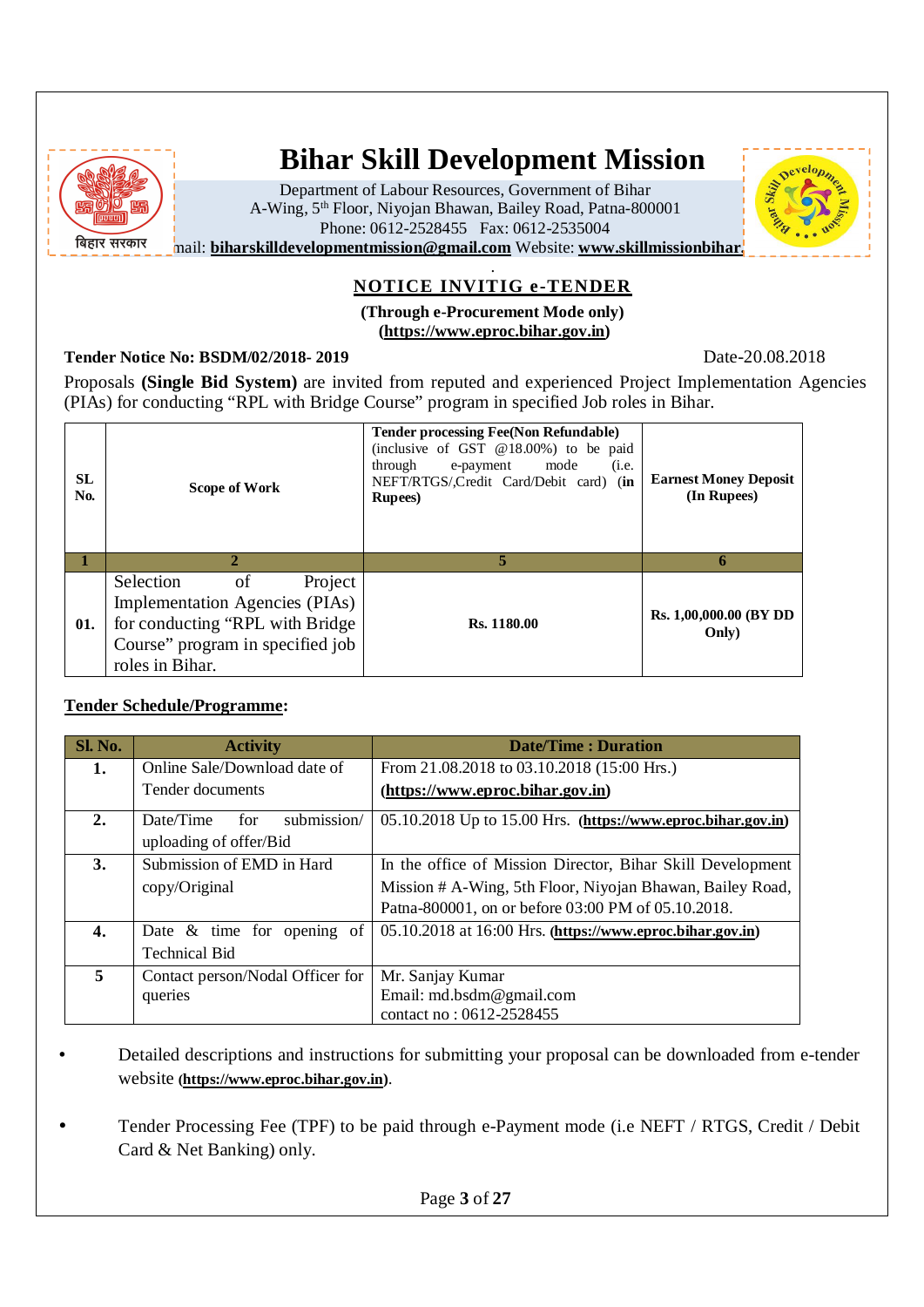# Bihar Skill Development Mission

Department of Labour Resources, Government of Bihar
A-Wing, 5th Floor, Niyojan Bhawan, Bailey Road, Patna-800001
Phone: 0612-2528455 Fax: 0612-2535004
mail: **biharskilldevelopmentmission@gmail.com** Website: **www.skillmissionbihar.**

बिहार सरकार

## NOTICE INVITIG e-TENDER

**(Through e-Procurement Mode only)**
**(https://www.eproc.bihar.gov.in)**

**Tender Notice No: BSDM/02/2018- 2019** Date-20.08.2018

Proposals **(Single Bid System)** are invited from reputed and experienced Project Implementation Agencies (PIAs) for conducting "RPL with Bridge Course" program in specified Job roles in Bihar.

| SL No. | Scope of Work | Tender processing Fee(Non Refundable) (inclusive of GST @18.00%) to be paid through e-payment mode (i.e. NEFT/RTGS/,Credit Card/Debit card) (in Rupees) | Earnest Money Deposit (In Rupees) |
|---|---|---|---|
| 1 | 2 | 5 | 6 |
| 01. | Selection of Project Implementation Agencies (PIAs) for conducting "RPL with Bridge Course" program in specified job roles in Bihar. | Rs. 1180.00 | Rs. 1,00,000.00 (BY DD Only) |

**Tender Schedule/Programme:**

| Sl. No. | Activity | Date/Time : Duration |
|---|---|---|
| 1. | Online Sale/Download date of Tender documents | From 21.08.2018 to 03.10.2018 (15:00 Hrs.) **(https://www.eproc.bihar.gov.in)** |
| 2. | Date/Time for submission/ uploading of offer/Bid | 05.10.2018 Up to 15.00 Hrs. **(https://www.eproc.bihar.gov.in)** |
| 3. | Submission of EMD in Hard copy/Original | In the office of Mission Director, Bihar Skill Development Mission # A-Wing, 5th Floor, Niyojan Bhawan, Bailey Road, Patna-800001, on or before 03:00 PM of 05.10.2018. |
| 4. | Date & time for opening of Technical Bid | 05.10.2018 at 16:00 Hrs. **(https://www.eproc.bihar.gov.in)** |
| 5 | Contact person/Nodal Officer for queries | Mr. Sanjay Kumar<br>Email: md.bsdm@gmail.com<br>contact no : 0612-2528455 |

- Detailed descriptions and instructions for submitting your proposal can be downloaded from e-tender website **(https://www.eproc.bihar.gov.in)**.
- Tender Processing Fee (TPF) to be paid through e-Payment mode (i.e NEFT / RTGS, Credit / Debit Card & Net Banking) only.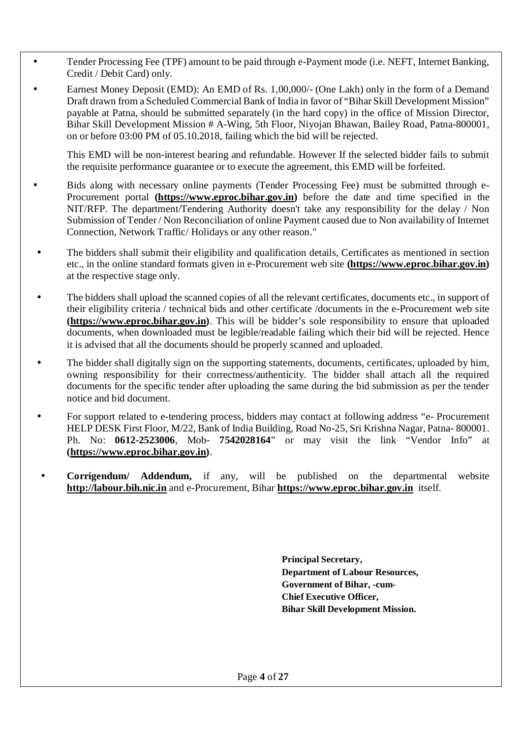- Tender Processing Fee (TPF) amount to be paid through e-Payment mode (i.e. NEFT, Internet Banking, Credit / Debit Card) only.
- Earnest Money Deposit (EMD): An EMD of Rs. 1,00,000/- (One Lakh) only in the form of a Demand Draft drawn from a Scheduled Commercial Bank of India in favor of "Bihar Skill Development Mission" payable at Patna, should be submitted separately (in the hard copy) in the office of Mission Director, Bihar Skill Development Mission # A-Wing, 5th Floor, Niyojan Bhawan, Bailey Road, Patna-800001, on or before 03:00 PM of 05.10.2018, failing which the bid will be rejected.

  This EMD will be non-interest bearing and refundable. However If the selected bidder fails to submit the requisite performance guarantee or to execute the agreement, this EMD will be forfeited.
- Bids along with necessary online payments (Tender Processing Fee) must be submitted through e-Procurement portal **(https://www.eproc.bihar.gov.in)** before the date and time specified in the NIT/RFP. The department/Tendering Authority doesn't take any responsibility for the delay / Non Submission of Tender / Non Reconciliation of online Payment caused due to Non availability of Internet Connection, Network Traffic/ Holidays or any other reason."
- The bidders shall submit their eligibility and qualification details, Certificates as mentioned in section etc., in the online standard formats given in e-Procurement web site **(https://www.eproc.bihar.gov.in)** at the respective stage only.
- The bidders shall upload the scanned copies of all the relevant certificates, documents etc., in support of their eligibility criteria / technical bids and other certificate /documents in the e-Procurement web site **(https://www.eproc.bihar.gov.in)**. This will be bidder's sole responsibility to ensure that uploaded documents, when downloaded must be legible/readable failing which their bid will be rejected. Hence it is advised that all the documents should be properly scanned and uploaded.
- The bidder shall digitally sign on the supporting statements, documents, certificates, uploaded by him, owning responsibility for their correctness/authenticity. The bidder shall attach all the required documents for the specific tender after uploading the same during the bid submission as per the tender notice and bid document.
- For support related to e-tendering process, bidders may contact at following address "e- Procurement HELP DESK First Floor, M/22, Bank of India Building, Road No-25, Sri Krishna Nagar, Patna- 800001. Ph. No: **0612-2523006**, Mob- **7542028164**" or may visit the link "Vendor Info" at **(https://www.eproc.bihar.gov.in)**.
- **Corrigendum/ Addendum,** if any, will be published on the departmental website **http://labour.bih.nic.in** and e-Procurement, Bihar **https://www.eproc.bihar.gov.in** itself.

**Principal Secretary,**
**Department of Labour Resources,**
**Government of Bihar, -cum-**
**Chief Executive Officer,**
**Bihar Skill Development Mission.**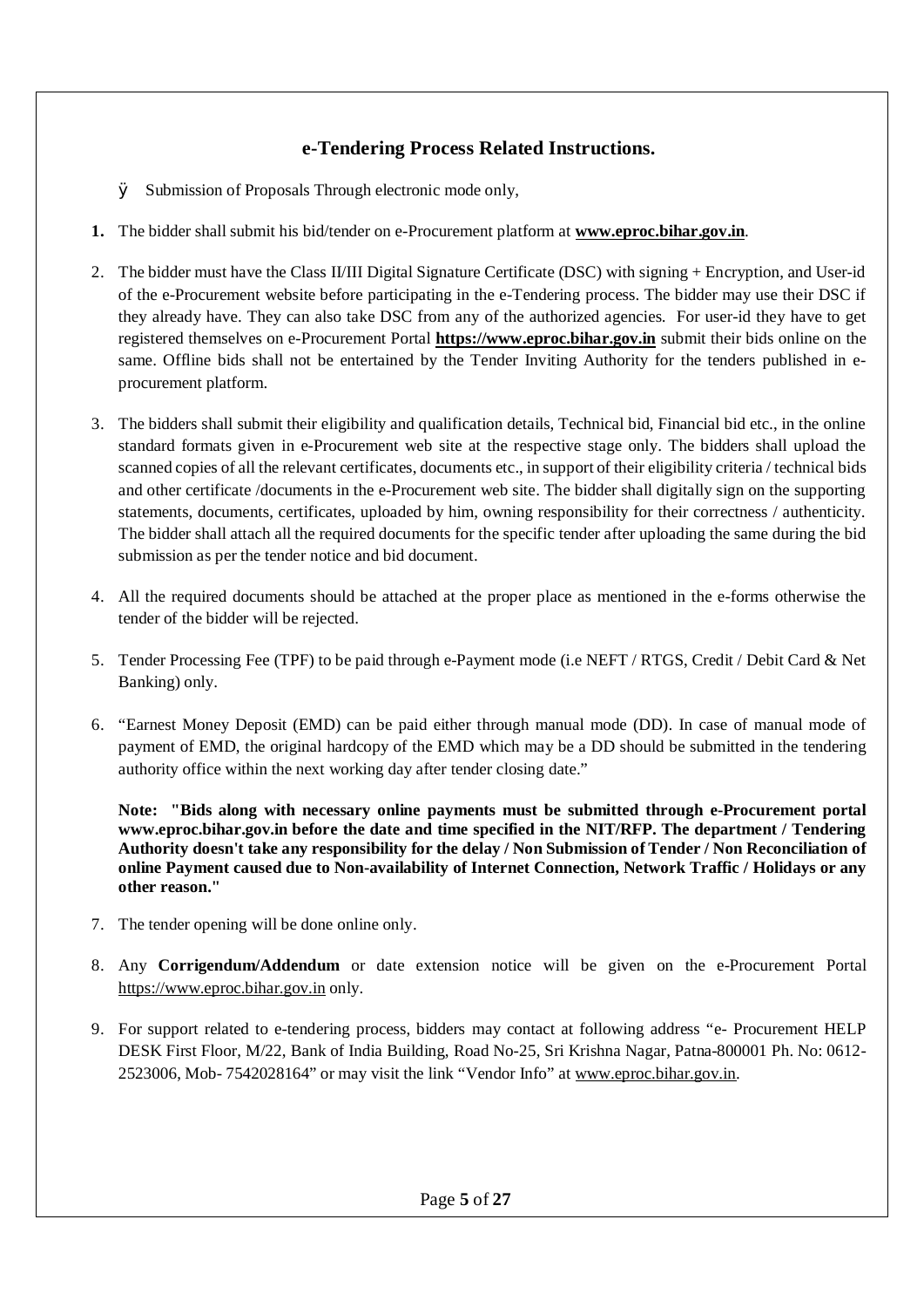## e-Tendering Process Related Instructions.

- Submission of Proposals Through electronic mode only,

1. The bidder shall submit his bid/tender on e-Procurement platform at **www.eproc.bihar.gov.in**.

2. The bidder must have the Class II/III Digital Signature Certificate (DSC) with signing + Encryption, and User-id of the e-Procurement website before participating in the e-Tendering process. The bidder may use their DSC if they already have. They can also take DSC from any of the authorized agencies. For user-id they have to get registered themselves on e-Procurement Portal **https://www.eproc.bihar.gov.in** submit their bids online on the same. Offline bids shall not be entertained by the Tender Inviting Authority for the tenders published in e-procurement platform.

3. The bidders shall submit their eligibility and qualification details, Technical bid, Financial bid etc., in the online standard formats given in e-Procurement web site at the respective stage only. The bidders shall upload the scanned copies of all the relevant certificates, documents etc., in support of their eligibility criteria / technical bids and other certificate /documents in the e-Procurement web site. The bidder shall digitally sign on the supporting statements, documents, certificates, uploaded by him, owning responsibility for their correctness / authenticity. The bidder shall attach all the required documents for the specific tender after uploading the same during the bid submission as per the tender notice and bid document.

4. All the required documents should be attached at the proper place as mentioned in the e-forms otherwise the tender of the bidder will be rejected.

5. Tender Processing Fee (TPF) to be paid through e-Payment mode (i.e NEFT / RTGS, Credit / Debit Card & Net Banking) only.

6. "Earnest Money Deposit (EMD) can be paid either through manual mode (DD). In case of manual mode of payment of EMD, the original hardcopy of the EMD which may be a DD should be submitted in the tendering authority office within the next working day after tender closing date."

   **Note: "Bids along with necessary online payments must be submitted through e-Procurement portal www.eproc.bihar.gov.in before the date and time specified in the NIT/RFP. The department / Tendering Authority doesn't take any responsibility for the delay / Non Submission of Tender / Non Reconciliation of online Payment caused due to Non-availability of Internet Connection, Network Traffic / Holidays or any other reason."**

7. The tender opening will be done online only.

8. Any **Corrigendum/Addendum** or date extension notice will be given on the e-Procurement Portal https://www.eproc.bihar.gov.in only.

9. For support related to e-tendering process, bidders may contact at following address "e- Procurement HELP DESK First Floor, M/22, Bank of India Building, Road No-25, Sri Krishna Nagar, Patna-800001 Ph. No: 0612-2523006, Mob- 7542028164" or may visit the link "Vendor Info" at www.eproc.bihar.gov.in.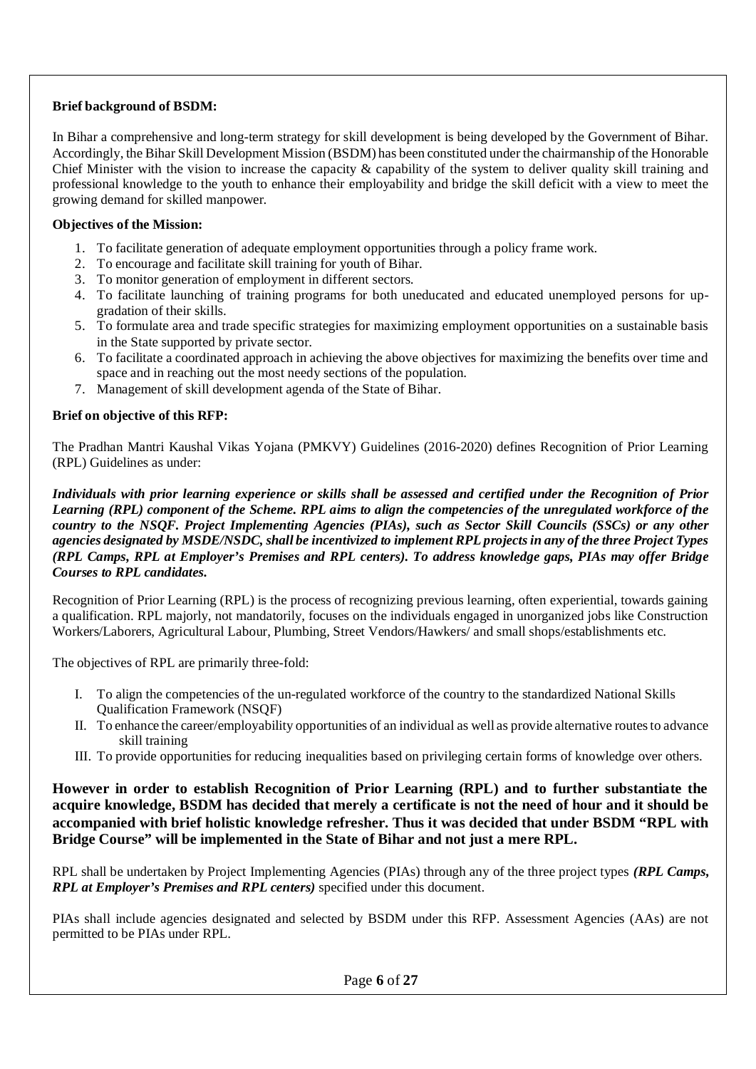**Brief background of BSDM:**

In Bihar a comprehensive and long-term strategy for skill development is being developed by the Government of Bihar. Accordingly, the Bihar Skill Development Mission (BSDM) has been constituted under the chairmanship of the Honorable Chief Minister with the vision to increase the capacity & capability of the system to deliver quality skill training and professional knowledge to the youth to enhance their employability and bridge the skill deficit with a view to meet the growing demand for skilled manpower.

**Objectives of the Mission:**

1. To facilitate generation of adequate employment opportunities through a policy frame work.
2. To encourage and facilitate skill training for youth of Bihar.
3. To monitor generation of employment in different sectors.
4. To facilitate launching of training programs for both uneducated and educated unemployed persons for up-gradation of their skills.
5. To formulate area and trade specific strategies for maximizing employment opportunities on a sustainable basis in the State supported by private sector.
6. To facilitate a coordinated approach in achieving the above objectives for maximizing the benefits over time and space and in reaching out the most needy sections of the population.
7. Management of skill development agenda of the State of Bihar.

**Brief on objective of this RFP:**

The Pradhan Mantri Kaushal Vikas Yojana (PMKVY) Guidelines (2016-2020) defines Recognition of Prior Learning (RPL) Guidelines as under:

***Individuals with prior learning experience or skills shall be assessed and certified under the Recognition of Prior Learning (RPL) component of the Scheme. RPL aims to align the competencies of the unregulated workforce of the country to the NSQF. Project Implementing Agencies (PIAs), such as Sector Skill Councils (SSCs) or any other agencies designated by MSDE/NSDC, shall be incentivized to implement RPL projects in any of the three Project Types (RPL Camps, RPL at Employer's Premises and RPL centers). To address knowledge gaps, PIAs may offer Bridge Courses to RPL candidates.***

Recognition of Prior Learning (RPL) is the process of recognizing previous learning, often experiential, towards gaining a qualification. RPL majorly, not mandatorily, focuses on the individuals engaged in unorganized jobs like Construction Workers/Laborers, Agricultural Labour, Plumbing, Street Vendors/Hawkers/ and small shops/establishments etc.

The objectives of RPL are primarily three-fold:

I. To align the competencies of the un-regulated workforce of the country to the standardized National Skills Qualification Framework (NSQF)
II. To enhance the career/employability opportunities of an individual as well as provide alternative routes to advance skill training
III. To provide opportunities for reducing inequalities based on privileging certain forms of knowledge over others.

**However in order to establish Recognition of Prior Learning (RPL) and to further substantiate the acquire knowledge, BSDM has decided that merely a certificate is not the need of hour and it should be accompanied with brief holistic knowledge refresher. Thus it was decided that under BSDM "RPL with Bridge Course" will be implemented in the State of Bihar and not just a mere RPL.**

RPL shall be undertaken by Project Implementing Agencies (PIAs) through any of the three project types ***(RPL Camps, RPL at Employer's Premises and RPL centers)*** specified under this document.

PIAs shall include agencies designated and selected by BSDM under this RFP. Assessment Agencies (AAs) are not permitted to be PIAs under RPL.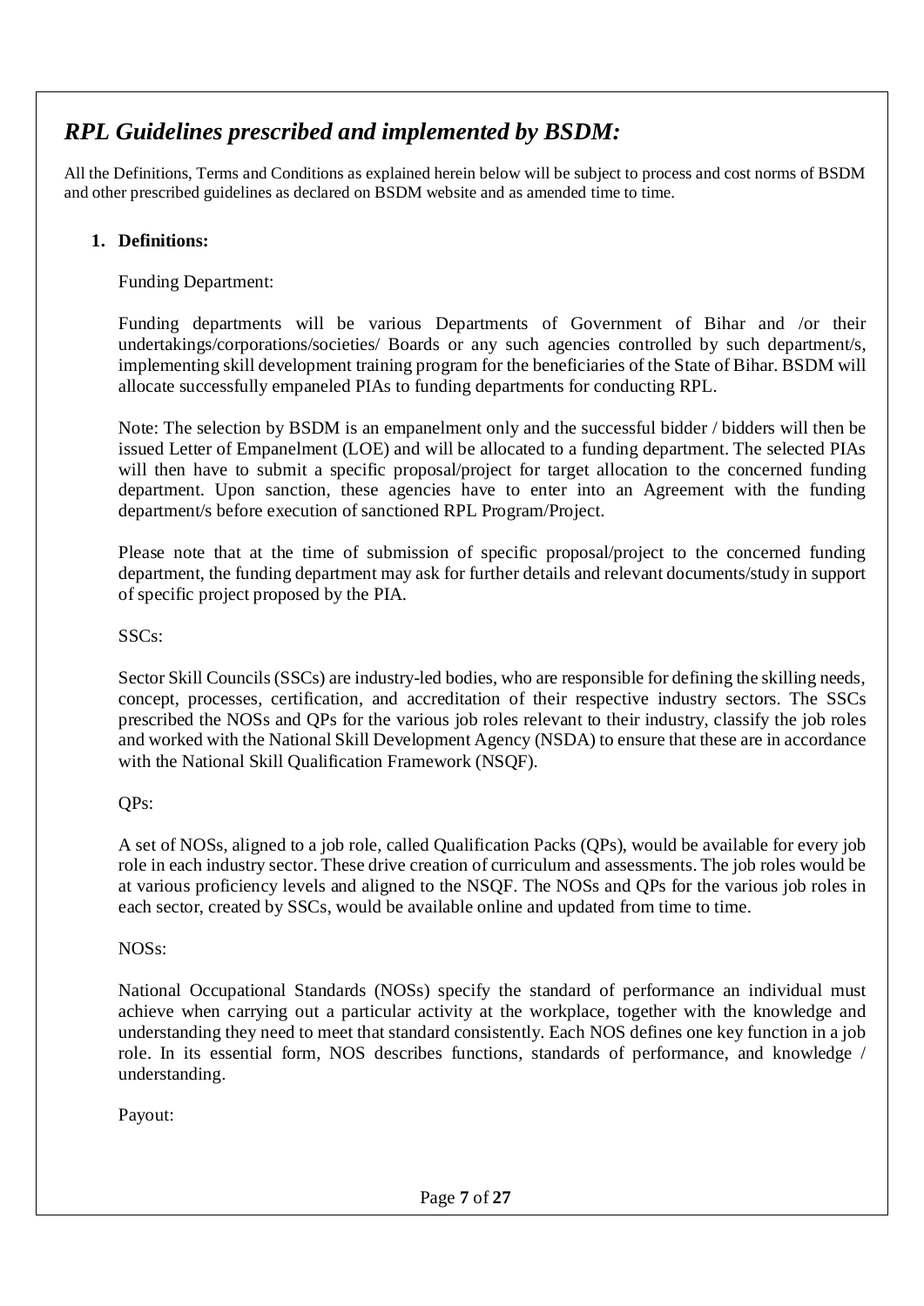## *RPL Guidelines prescribed and implemented by BSDM:*

All the Definitions, Terms and Conditions as explained herein below will be subject to process and cost norms of BSDM and other prescribed guidelines as declared on BSDM website and as amended time to time.

1. **Definitions:**

   Funding Department:

   Funding departments will be various Departments of Government of Bihar and /or their undertakings/corporations/societies/ Boards or any such agencies controlled by such department/s, implementing skill development training program for the beneficiaries of the State of Bihar. BSDM will allocate successfully empaneled PIAs to funding departments for conducting RPL.

   Note: The selection by BSDM is an empanelment only and the successful bidder / bidders will then be issued Letter of Empanelment (LOE) and will be allocated to a funding department. The selected PIAs will then have to submit a specific proposal/project for target allocation to the concerned funding department. Upon sanction, these agencies have to enter into an Agreement with the funding department/s before execution of sanctioned RPL Program/Project.

   Please note that at the time of submission of specific proposal/project to the concerned funding department, the funding department may ask for further details and relevant documents/study in support of specific project proposed by the PIA.

   SSCs:

   Sector Skill Councils (SSCs) are industry-led bodies, who are responsible for defining the skilling needs, concept, processes, certification, and accreditation of their respective industry sectors. The SSCs prescribed the NOSs and QPs for the various job roles relevant to their industry, classify the job roles and worked with the National Skill Development Agency (NSDA) to ensure that these are in accordance with the National Skill Qualification Framework (NSQF).

   QPs:

   A set of NOSs, aligned to a job role, called Qualification Packs (QPs), would be available for every job role in each industry sector. These drive creation of curriculum and assessments. The job roles would be at various proficiency levels and aligned to the NSQF. The NOSs and QPs for the various job roles in each sector, created by SSCs, would be available online and updated from time to time.

   NOSs:

   National Occupational Standards (NOSs) specify the standard of performance an individual must achieve when carrying out a particular activity at the workplace, together with the knowledge and understanding they need to meet that standard consistently. Each NOS defines one key function in a job role. In its essential form, NOS describes functions, standards of performance, and knowledge / understanding.

   Payout: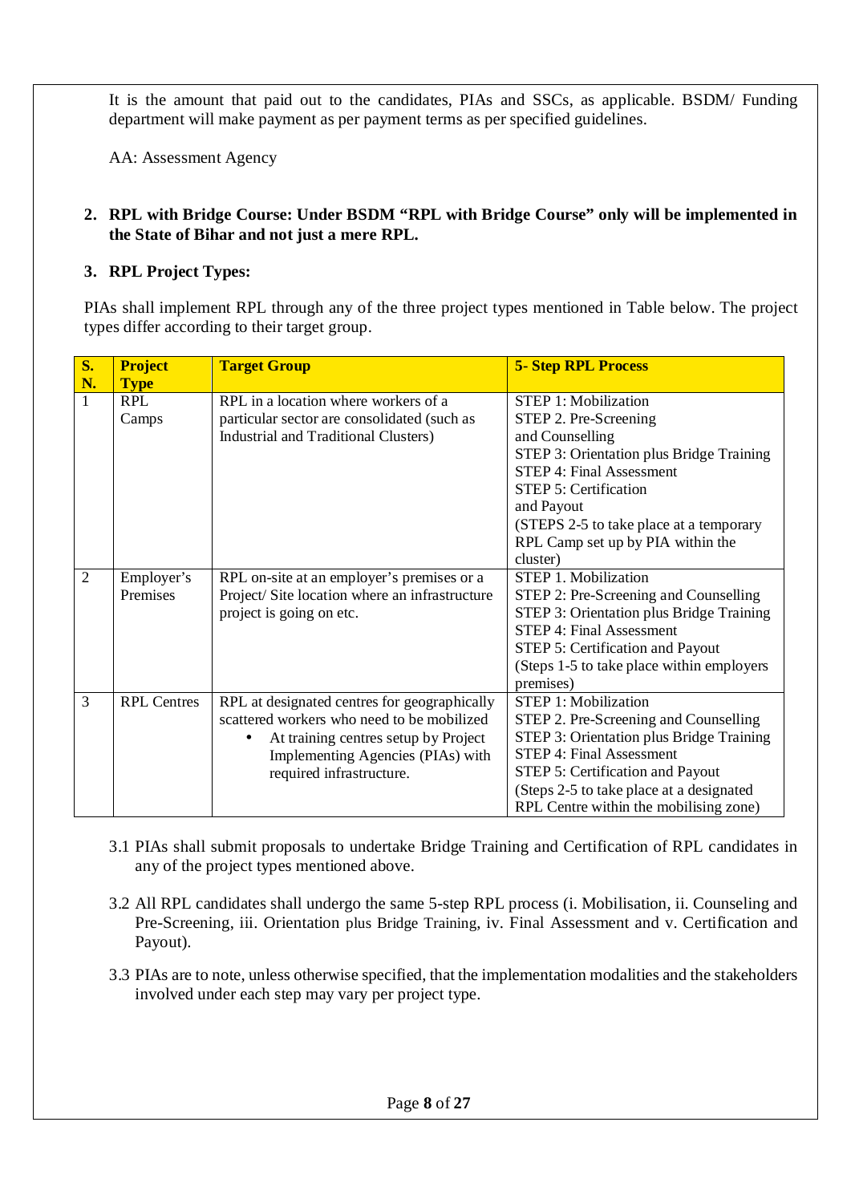It is the amount that paid out to the candidates, PIAs and SSCs, as applicable. BSDM/ Funding department will make payment as per payment terms as per specified guidelines.

AA: Assessment Agency

**2. RPL with Bridge Course: Under BSDM "RPL with Bridge Course" only will be implemented in the State of Bihar and not just a mere RPL.**

**3. RPL Project Types:**

PIAs shall implement RPL through any of the three project types mentioned in Table below. The project types differ according to their target group.

| S. N. | Project Type | Target Group | 5- Step RPL Process |
|---|---|---|---|
| 1 | RPL Camps | RPL in a location where workers of a particular sector are consolidated (such as Industrial and Traditional Clusters) | STEP 1: Mobilization<br>STEP 2. Pre-Screening and Counselling<br>STEP 3: Orientation plus Bridge Training<br>STEP 4: Final Assessment<br>STEP 5: Certification and Payout<br>(STEPS 2-5 to take place at a temporary RPL Camp set up by PIA within the cluster) |
| 2 | Employer's Premises | RPL on-site at an employer's premises or a Project/ Site location where an infrastructure project is going on etc. | STEP 1. Mobilization<br>STEP 2: Pre-Screening and Counselling<br>STEP 3: Orientation plus Bridge Training<br>STEP 4: Final Assessment<br>STEP 5: Certification and Payout<br>(Steps 1-5 to take place within employers premises) |
| 3 | RPL Centres | RPL at designated centres for geographically scattered workers who need to be mobilized<br>• At training centres setup by Project Implementing Agencies (PIAs) with required infrastructure. | STEP 1: Mobilization<br>STEP 2. Pre-Screening and Counselling<br>STEP 3: Orientation plus Bridge Training<br>STEP 4: Final Assessment<br>STEP 5: Certification and Payout<br>(Steps 2-5 to take place at a designated RPL Centre within the mobilising zone) |

3.1 PIAs shall submit proposals to undertake Bridge Training and Certification of RPL candidates in any of the project types mentioned above.

3.2 All RPL candidates shall undergo the same 5-step RPL process (i. Mobilisation, ii. Counseling and Pre-Screening, iii. Orientation plus Bridge Training, iv. Final Assessment and v. Certification and Payout).

3.3 PIAs are to note, unless otherwise specified, that the implementation modalities and the stakeholders involved under each step may vary per project type.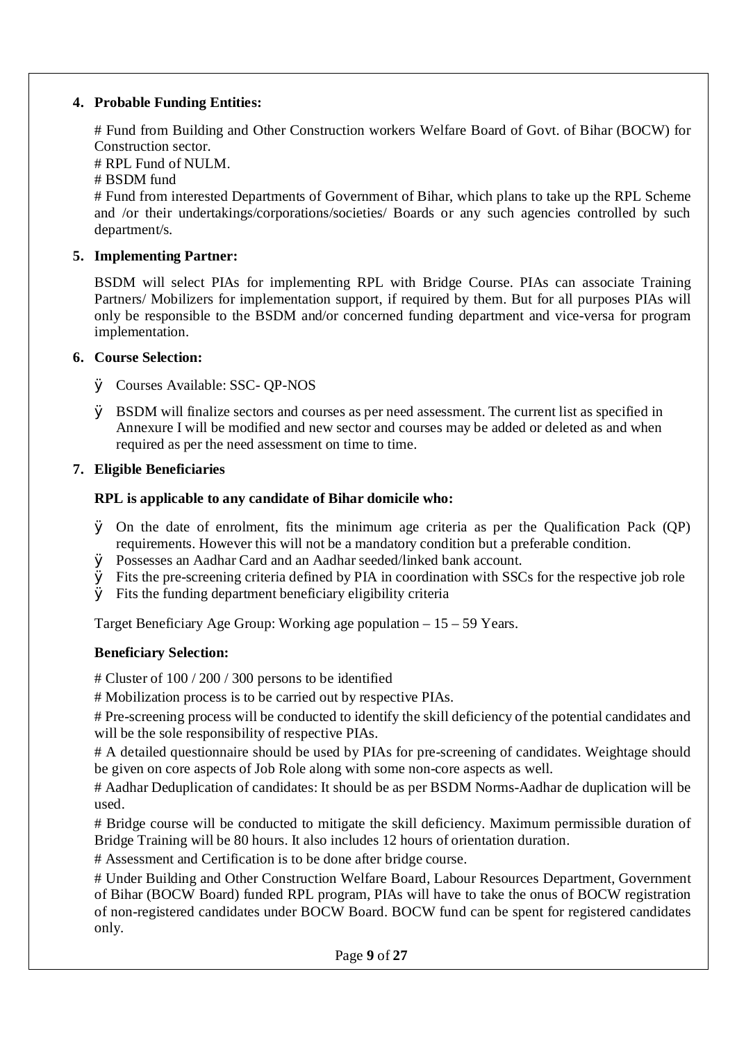4. **Probable Funding Entities:**

# Fund from Building and Other Construction workers Welfare Board of Govt. of Bihar (BOCW) for Construction sector.
# RPL Fund of NULM.
# BSDM fund
# Fund from interested Departments of Government of Bihar, which plans to take up the RPL Scheme and /or their undertakings/corporations/societies/ Boards or any such agencies controlled by such department/s.

5. **Implementing Partner:**

BSDM will select PIAs for implementing RPL with Bridge Course. PIAs can associate Training Partners/ Mobilizers for implementation support, if required by them. But for all purposes PIAs will only be responsible to the BSDM and/or concerned funding department and vice-versa for program implementation.

6. **Course Selection:**

- Courses Available: SSC- QP-NOS
- BSDM will finalize sectors and courses as per need assessment. The current list as specified in Annexure I will be modified and new sector and courses may be added or deleted as and when required as per the need assessment on time to time.

7. **Eligible Beneficiaries**

**RPL is applicable to any candidate of Bihar domicile who:**

- On the date of enrolment, fits the minimum age criteria as per the Qualification Pack (QP) requirements. However this will not be a mandatory condition but a preferable condition.
- Possesses an Aadhar Card and an Aadhar seeded/linked bank account.
- Fits the pre-screening criteria defined by PIA in coordination with SSCs for the respective job role
- Fits the funding department beneficiary eligibility criteria

Target Beneficiary Age Group: Working age population – 15 – 59 Years.

**Beneficiary Selection:**

# Cluster of 100 / 200 / 300 persons to be identified

# Mobilization process is to be carried out by respective PIAs.

# Pre-screening process will be conducted to identify the skill deficiency of the potential candidates and will be the sole responsibility of respective PIAs.

# A detailed questionnaire should be used by PIAs for pre-screening of candidates. Weightage should be given on core aspects of Job Role along with some non-core aspects as well.

# Aadhar Deduplication of candidates: It should be as per BSDM Norms-Aadhar de duplication will be used.

# Bridge course will be conducted to mitigate the skill deficiency. Maximum permissible duration of Bridge Training will be 80 hours. It also includes 12 hours of orientation duration.

# Assessment and Certification is to be done after bridge course.

# Under Building and Other Construction Welfare Board, Labour Resources Department, Government of Bihar (BOCW Board) funded RPL program, PIAs will have to take the onus of BOCW registration of non-registered candidates under BOCW Board. BOCW fund can be spent for registered candidates only.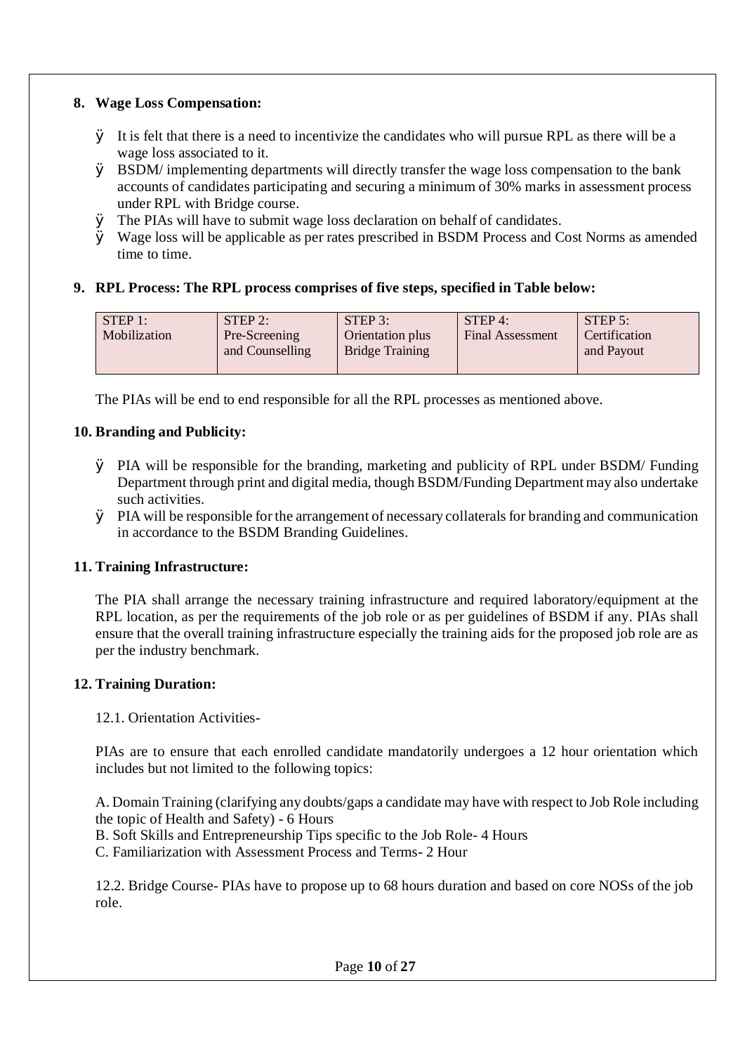**8. Wage Loss Compensation:**

- It is felt that there is a need to incentivize the candidates who will pursue RPL as there will be a wage loss associated to it.
- BSDM/ implementing departments will directly transfer the wage loss compensation to the bank accounts of candidates participating and securing a minimum of 30% marks in assessment process under RPL with Bridge course.
- The PIAs will have to submit wage loss declaration on behalf of candidates.
- Wage loss will be applicable as per rates prescribed in BSDM Process and Cost Norms as amended time to time.

**9. RPL Process: The RPL process comprises of five steps, specified in Table below:**

| STEP 1: Mobilization | STEP 2: Pre-Screening and Counselling | STEP 3: Orientation plus Bridge Training | STEP 4: Final Assessment | STEP 5: Certification and Payout |
|---|---|---|---|---|

The PIAs will be end to end responsible for all the RPL processes as mentioned above.

**10. Branding and Publicity:**

- PIA will be responsible for the branding, marketing and publicity of RPL under BSDM/ Funding Department through print and digital media, though BSDM/Funding Department may also undertake such activities.
- PIA will be responsible for the arrangement of necessary collaterals for branding and communication in accordance to the BSDM Branding Guidelines.

**11. Training Infrastructure:**

The PIA shall arrange the necessary training infrastructure and required laboratory/equipment at the RPL location, as per the requirements of the job role or as per guidelines of BSDM if any. PIAs shall ensure that the overall training infrastructure especially the training aids for the proposed job role are as per the industry benchmark.

**12. Training Duration:**

12.1. Orientation Activities-

PIAs are to ensure that each enrolled candidate mandatorily undergoes a 12 hour orientation which includes but not limited to the following topics:

A. Domain Training (clarifying any doubts/gaps a candidate may have with respect to Job Role including the topic of Health and Safety) - 6 Hours
B. Soft Skills and Entrepreneurship Tips specific to the Job Role- 4 Hours
C. Familiarization with Assessment Process and Terms- 2 Hour

12.2. Bridge Course- PIAs have to propose up to 68 hours duration and based on core NOSs of the job role.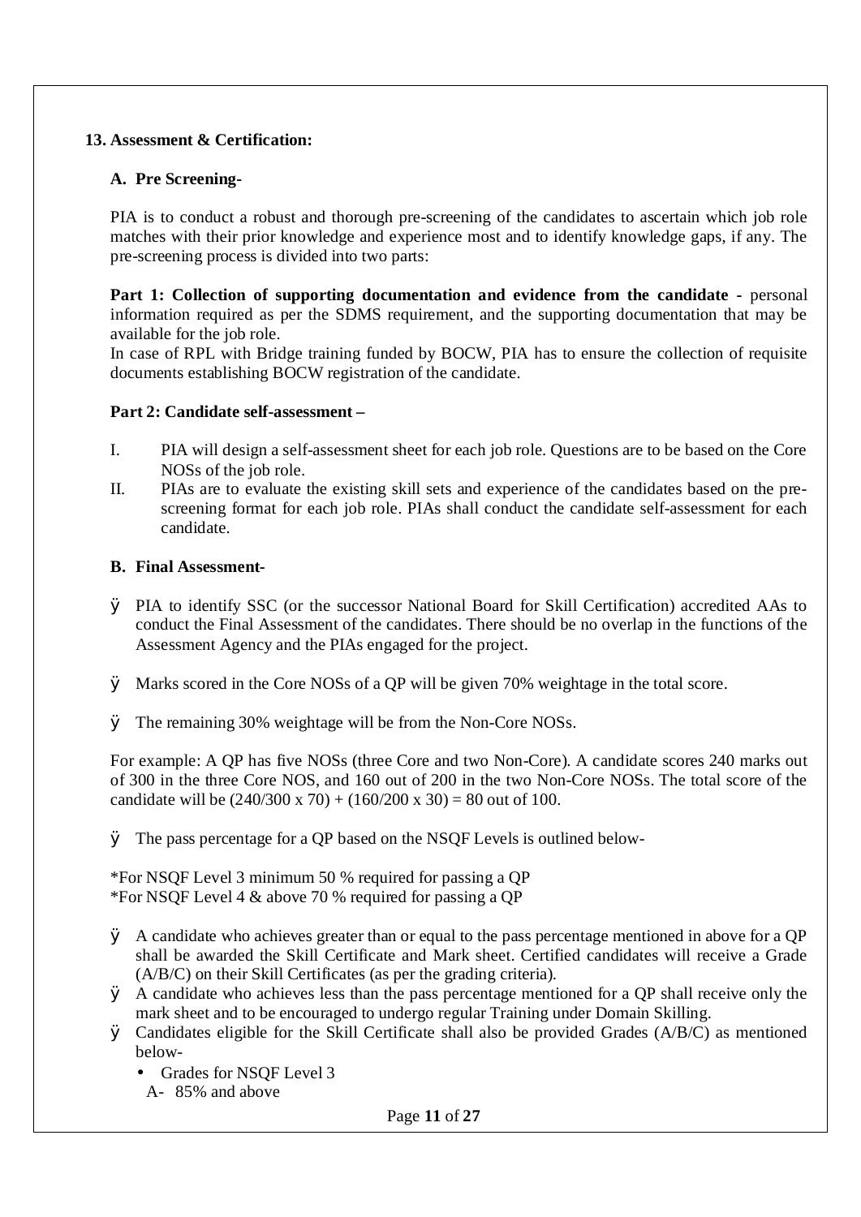## 13. Assessment & Certification:

### A. Pre Screening-

PIA is to conduct a robust and thorough pre-screening of the candidates to ascertain which job role matches with their prior knowledge and experience most and to identify knowledge gaps, if any. The pre-screening process is divided into two parts:

**Part 1: Collection of supporting documentation and evidence from the candidate** - personal information required as per the SDMS requirement, and the supporting documentation that may be available for the job role.

In case of RPL with Bridge training funded by BOCW, PIA has to ensure the collection of requisite documents establishing BOCW registration of the candidate.

**Part 2: Candidate self-assessment –**

I. PIA will design a self-assessment sheet for each job role. Questions are to be based on the Core NOSs of the job role.

II. PIAs are to evaluate the existing skill sets and experience of the candidates based on the pre-screening format for each job role. PIAs shall conduct the candidate self-assessment for each candidate.

### B. Final Assessment-

- PIA to identify SSC (or the successor National Board for Skill Certification) accredited AAs to conduct the Final Assessment of the candidates. There should be no overlap in the functions of the Assessment Agency and the PIAs engaged for the project.
- Marks scored in the Core NOSs of a QP will be given 70% weightage in the total score.
- The remaining 30% weightage will be from the Non-Core NOSs.

For example: A QP has five NOSs (three Core and two Non-Core). A candidate scores 240 marks out of 300 in the three Core NOS, and 160 out of 200 in the two Non-Core NOSs. The total score of the candidate will be (240/300 x 70) + (160/200 x 30) = 80 out of 100.

- The pass percentage for a QP based on the NSQF Levels is outlined below-

*For NSQF Level 3 minimum 50 % required for passing a QP
*For NSQF Level 4 & above 70 % required for passing a QP

- A candidate who achieves greater than or equal to the pass percentage mentioned in above for a QP shall be awarded the Skill Certificate and Mark sheet. Certified candidates will receive a Grade (A/B/C) on their Skill Certificates (as per the grading criteria).
- A candidate who achieves less than the pass percentage mentioned for a QP shall receive only the mark sheet and to be encouraged to undergo regular Training under Domain Skilling.
- Candidates eligible for the Skill Certificate shall also be provided Grades (A/B/C) as mentioned below-
  - Grades for NSQF Level 3

  A- 85% and above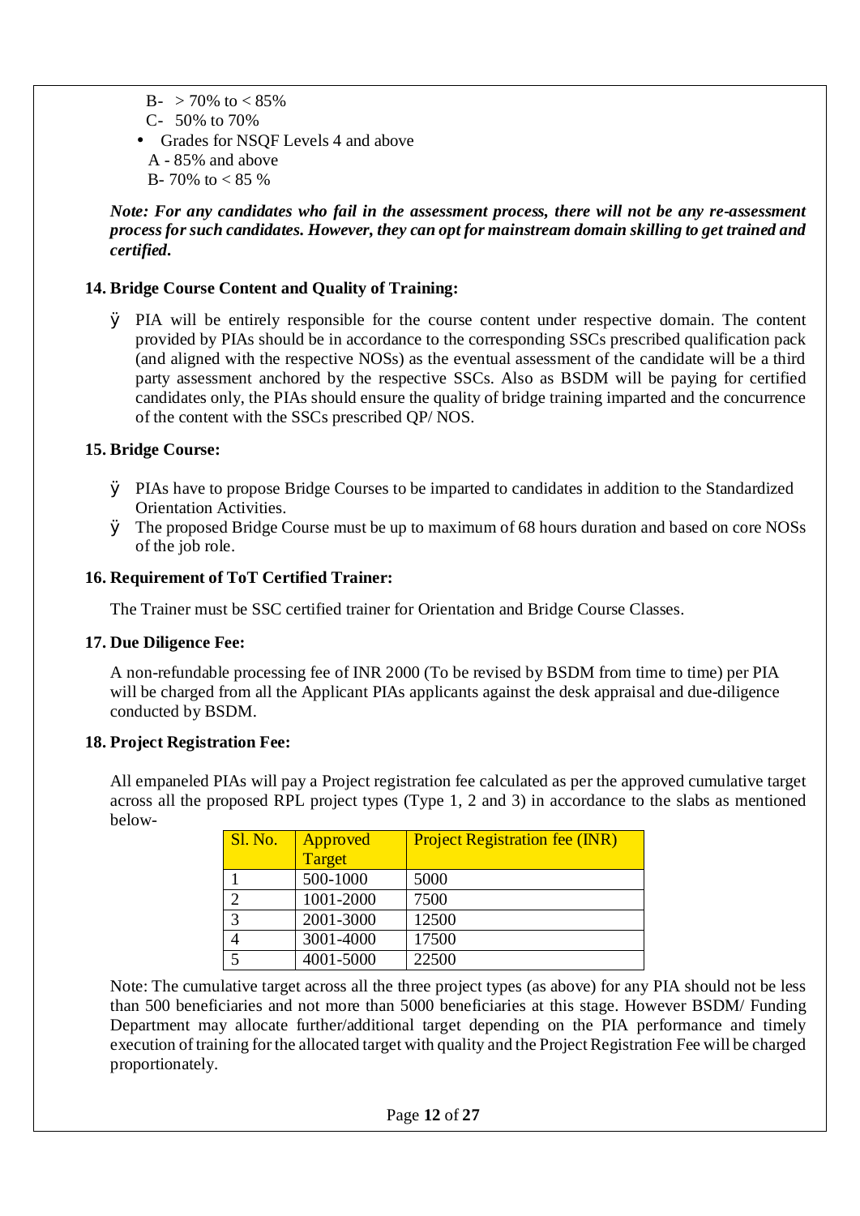B- > 70% to < 85%

C- 50% to 70%

- Grades for NSQF Levels 4 and above

A - 85% and above

B- 70% to < 85 %

***Note: For any candidates who fail in the assessment process, there will not be any re-assessment process for such candidates. However, they can opt for mainstream domain skilling to get trained and certified.***

**14. Bridge Course Content and Quality of Training:**

- PIA will be entirely responsible for the course content under respective domain. The content provided by PIAs should be in accordance to the corresponding SSCs prescribed qualification pack (and aligned with the respective NOSs) as the eventual assessment of the candidate will be a third party assessment anchored by the respective SSCs. Also as BSDM will be paying for certified candidates only, the PIAs should ensure the quality of bridge training imparted and the concurrence of the content with the SSCs prescribed QP/ NOS.

**15. Bridge Course:**

- PIAs have to propose Bridge Courses to be imparted to candidates in addition to the Standardized Orientation Activities.
- The proposed Bridge Course must be up to maximum of 68 hours duration and based on core NOSs of the job role.

**16. Requirement of ToT Certified Trainer:**

The Trainer must be SSC certified trainer for Orientation and Bridge Course Classes.

**17. Due Diligence Fee:**

A non-refundable processing fee of INR 2000 (To be revised by BSDM from time to time) per PIA will be charged from all the Applicant PIAs applicants against the desk appraisal and due-diligence conducted by BSDM.

**18. Project Registration Fee:**

All empaneled PIAs will pay a Project registration fee calculated as per the approved cumulative target across all the proposed RPL project types (Type 1, 2 and 3) in accordance to the slabs as mentioned below-

| Sl. No. | Approved Target | Project Registration fee (INR) |
|---|---|---|
| 1 | 500-1000 | 5000 |
| 2 | 1001-2000 | 7500 |
| 3 | 2001-3000 | 12500 |
| 4 | 3001-4000 | 17500 |
| 5 | 4001-5000 | 22500 |

Note: The cumulative target across all the three project types (as above) for any PIA should not be less than 500 beneficiaries and not more than 5000 beneficiaries at this stage. However BSDM/ Funding Department may allocate further/additional target depending on the PIA performance and timely execution of training for the allocated target with quality and the Project Registration Fee will be charged proportionately.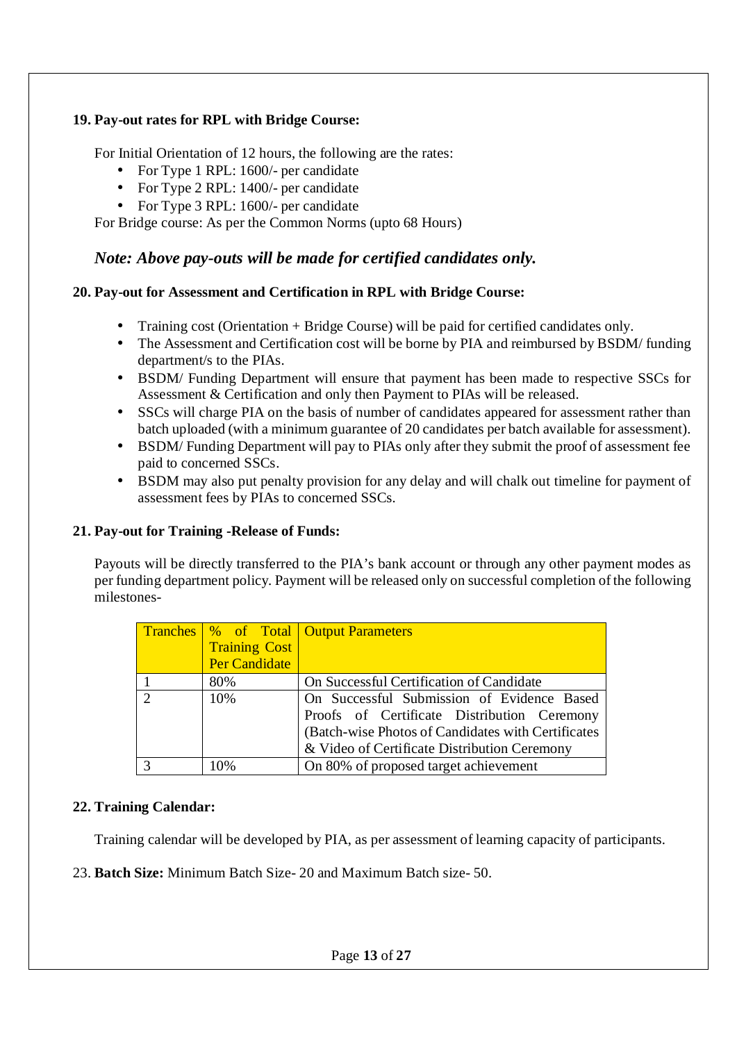### 19. Pay-out rates for RPL with Bridge Course:

For Initial Orientation of 12 hours, the following are the rates:

- For Type 1 RPL: 1600/- per candidate
- For Type 2 RPL: 1400/- per candidate
- For Type 3 RPL: 1600/- per candidate

For Bridge course: As per the Common Norms (upto 68 Hours)

***Note: Above pay-outs will be made for certified candidates only.***

### 20. Pay-out for Assessment and Certification in RPL with Bridge Course:

- Training cost (Orientation + Bridge Course) will be paid for certified candidates only.
- The Assessment and Certification cost will be borne by PIA and reimbursed by BSDM/ funding department/s to the PIAs.
- BSDM/ Funding Department will ensure that payment has been made to respective SSCs for Assessment & Certification and only then Payment to PIAs will be released.
- SSCs will charge PIA on the basis of number of candidates appeared for assessment rather than batch uploaded (with a minimum guarantee of 20 candidates per batch available for assessment).
- BSDM/ Funding Department will pay to PIAs only after they submit the proof of assessment fee paid to concerned SSCs.
- BSDM may also put penalty provision for any delay and will chalk out timeline for payment of assessment fees by PIAs to concerned SSCs.

### 21. Pay-out for Training -Release of Funds:

Payouts will be directly transferred to the PIA's bank account or through any other payment modes as per funding department policy. Payment will be released only on successful completion of the following milestones-

| Tranches | % of Total Training Cost Per Candidate | Output Parameters |
|---|---|---|
| 1 | 80% | On Successful Certification of Candidate |
| 2 | 10% | On Successful Submission of Evidence Based Proofs of Certificate Distribution Ceremony (Batch-wise Photos of Candidates with Certificates & Video of Certificate Distribution Ceremony |
| 3 | 10% | On 80% of proposed target achievement |

### 22. Training Calendar:

Training calendar will be developed by PIA, as per assessment of learning capacity of participants.

23. **Batch Size:** Minimum Batch Size- 20 and Maximum Batch size- 50.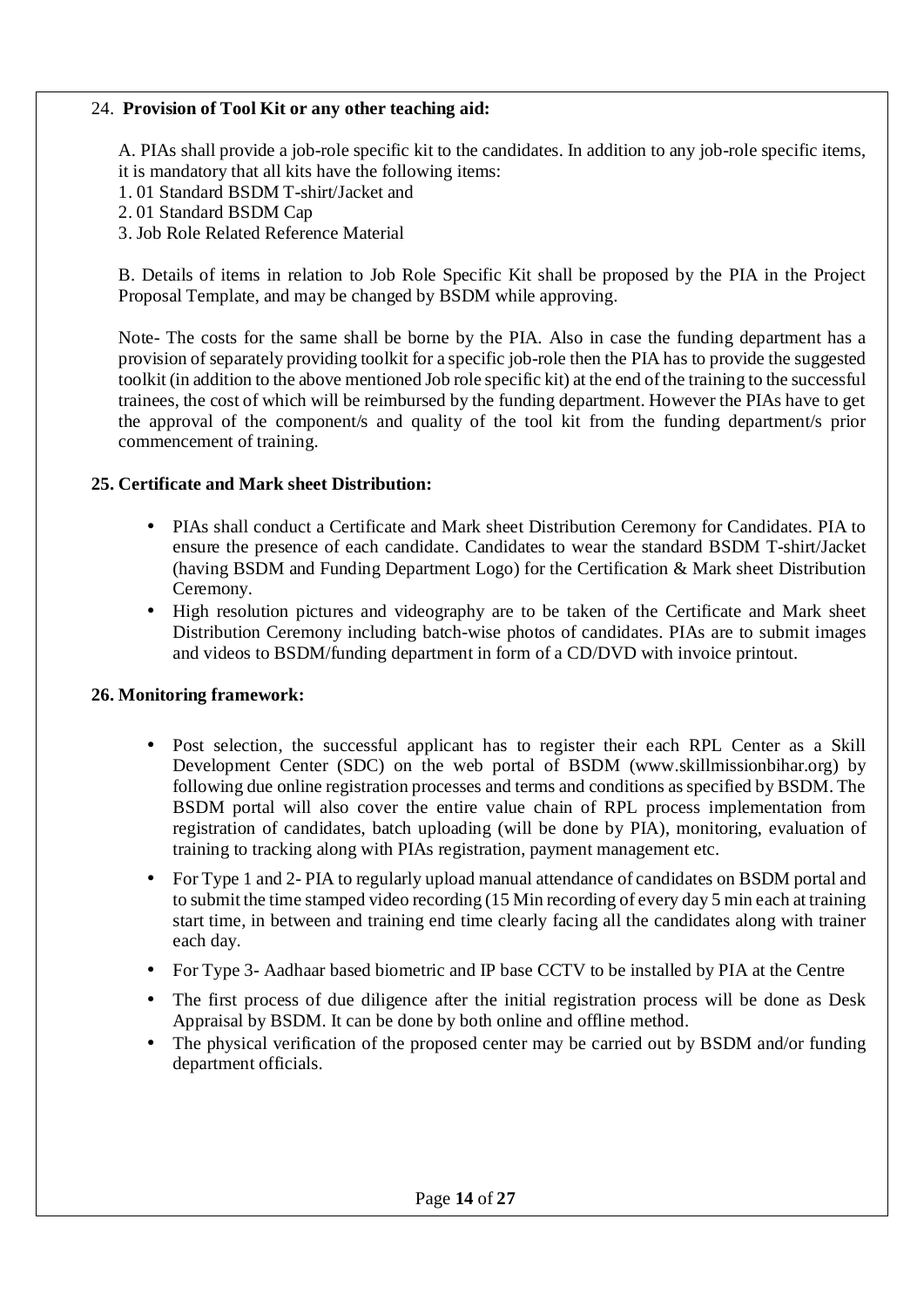24. **Provision of Tool Kit or any other teaching aid:**

A. PIAs shall provide a job-role specific kit to the candidates. In addition to any job-role specific items, it is mandatory that all kits have the following items:

1. 01 Standard BSDM T-shirt/Jacket and
2. 01 Standard BSDM Cap
3. Job Role Related Reference Material

B. Details of items in relation to Job Role Specific Kit shall be proposed by the PIA in the Project Proposal Template, and may be changed by BSDM while approving.

Note- The costs for the same shall be borne by the PIA. Also in case the funding department has a provision of separately providing toolkit for a specific job-role then the PIA has to provide the suggested toolkit (in addition to the above mentioned Job role specific kit) at the end of the training to the successful trainees, the cost of which will be reimbursed by the funding department. However the PIAs have to get the approval of the component/s and quality of the tool kit from the funding department/s prior commencement of training.

**25. Certificate and Mark sheet Distribution:**

- PIAs shall conduct a Certificate and Mark sheet Distribution Ceremony for Candidates. PIA to ensure the presence of each candidate. Candidates to wear the standard BSDM T-shirt/Jacket (having BSDM and Funding Department Logo) for the Certification & Mark sheet Distribution Ceremony.
- High resolution pictures and videography are to be taken of the Certificate and Mark sheet Distribution Ceremony including batch-wise photos of candidates. PIAs are to submit images and videos to BSDM/funding department in form of a CD/DVD with invoice printout.

**26. Monitoring framework:**

- Post selection, the successful applicant has to register their each RPL Center as a Skill Development Center (SDC) on the web portal of BSDM (www.skillmissionbihar.org) by following due online registration processes and terms and conditions as specified by BSDM. The BSDM portal will also cover the entire value chain of RPL process implementation from registration of candidates, batch uploading (will be done by PIA), monitoring, evaluation of training to tracking along with PIAs registration, payment management etc.
- For Type 1 and 2- PIA to regularly upload manual attendance of candidates on BSDM portal and to submit the time stamped video recording (15 Min recording of every day 5 min each at training start time, in between and training end time clearly facing all the candidates along with trainer each day.
- For Type 3- Aadhaar based biometric and IP base CCTV to be installed by PIA at the Centre
- The first process of due diligence after the initial registration process will be done as Desk Appraisal by BSDM. It can be done by both online and offline method.
- The physical verification of the proposed center may be carried out by BSDM and/or funding department officials.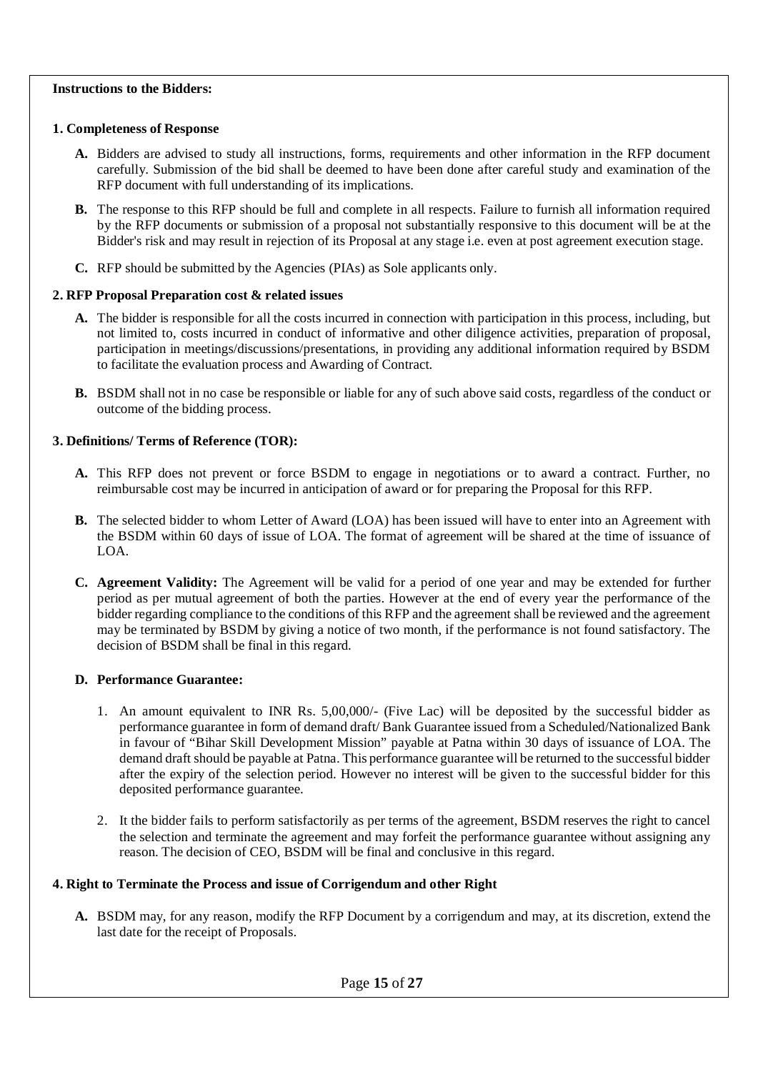**Instructions to the Bidders:**

**1. Completeness of Response**

**A.** Bidders are advised to study all instructions, forms, requirements and other information in the RFP document carefully. Submission of the bid shall be deemed to have been done after careful study and examination of the RFP document with full understanding of its implications.

**B.** The response to this RFP should be full and complete in all respects. Failure to furnish all information required by the RFP documents or submission of a proposal not substantially responsive to this document will be at the Bidder's risk and may result in rejection of its Proposal at any stage i.e. even at post agreement execution stage.

**C.** RFP should be submitted by the Agencies (PIAs) as Sole applicants only.

**2. RFP Proposal Preparation cost & related issues**

**A.** The bidder is responsible for all the costs incurred in connection with participation in this process, including, but not limited to, costs incurred in conduct of informative and other diligence activities, preparation of proposal, participation in meetings/discussions/presentations, in providing any additional information required by BSDM to facilitate the evaluation process and Awarding of Contract.

**B.** BSDM shall not in no case be responsible or liable for any of such above said costs, regardless of the conduct or outcome of the bidding process.

**3. Definitions/ Terms of Reference (TOR):**

**A.** This RFP does not prevent or force BSDM to engage in negotiations or to award a contract. Further, no reimbursable cost may be incurred in anticipation of award or for preparing the Proposal for this RFP.

**B.** The selected bidder to whom Letter of Award (LOA) has been issued will have to enter into an Agreement with the BSDM within 60 days of issue of LOA. The format of agreement will be shared at the time of issuance of LOA.

**C. Agreement Validity:** The Agreement will be valid for a period of one year and may be extended for further period as per mutual agreement of both the parties. However at the end of every year the performance of the bidder regarding compliance to the conditions of this RFP and the agreement shall be reviewed and the agreement may be terminated by BSDM by giving a notice of two month, if the performance is not found satisfactory. The decision of BSDM shall be final in this regard.

**D. Performance Guarantee:**

1. An amount equivalent to INR Rs. 5,00,000/- (Five Lac) will be deposited by the successful bidder as performance guarantee in form of demand draft/ Bank Guarantee issued from a Scheduled/Nationalized Bank in favour of "Bihar Skill Development Mission" payable at Patna within 30 days of issuance of LOA. The demand draft should be payable at Patna. This performance guarantee will be returned to the successful bidder after the expiry of the selection period. However no interest will be given to the successful bidder for this deposited performance guarantee.

2. It the bidder fails to perform satisfactorily as per terms of the agreement, BSDM reserves the right to cancel the selection and terminate the agreement and may forfeit the performance guarantee without assigning any reason. The decision of CEO, BSDM will be final and conclusive in this regard.

**4. Right to Terminate the Process and issue of Corrigendum and other Right**

**A.** BSDM may, for any reason, modify the RFP Document by a corrigendum and may, at its discretion, extend the last date for the receipt of Proposals.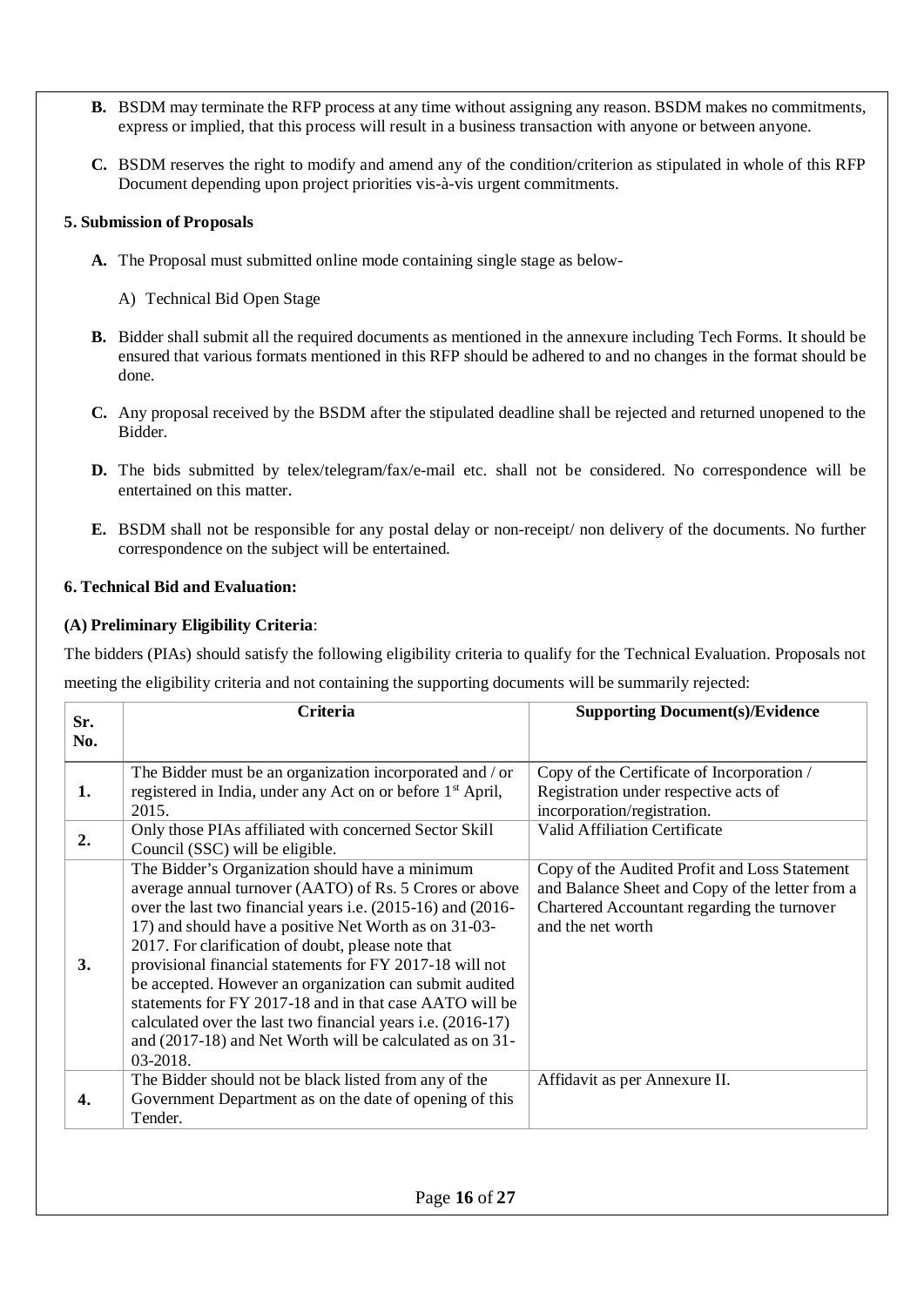**B.** BSDM may terminate the RFP process at any time without assigning any reason. BSDM makes no commitments, express or implied, that this process will result in a business transaction with anyone or between anyone.

**C.** BSDM reserves the right to modify and amend any of the condition/criterion as stipulated in whole of this RFP Document depending upon project priorities vis-à-vis urgent commitments.

**5. Submission of Proposals**

**A.** The Proposal must submitted online mode containing single stage as below-

A) Technical Bid Open Stage

**B.** Bidder shall submit all the required documents as mentioned in the annexure including Tech Forms. It should be ensured that various formats mentioned in this RFP should be adhered to and no changes in the format should be done.

**C.** Any proposal received by the BSDM after the stipulated deadline shall be rejected and returned unopened to the Bidder.

**D.** The bids submitted by telex/telegram/fax/e-mail etc. shall not be considered. No correspondence will be entertained on this matter.

**E.** BSDM shall not be responsible for any postal delay or non-receipt/ non delivery of the documents. No further correspondence on the subject will be entertained.

**6. Technical Bid and Evaluation:**

**(A) Preliminary Eligibility Criteria**:

The bidders (PIAs) should satisfy the following eligibility criteria to qualify for the Technical Evaluation. Proposals not meeting the eligibility criteria and not containing the supporting documents will be summarily rejected:

| Sr. No. | Criteria | Supporting Document(s)/Evidence |
|---|---|---|
| **1.** | The Bidder must be an organization incorporated and / or registered in India, under any Act on or before 1st April, 2015. | Copy of the Certificate of Incorporation / Registration under respective acts of incorporation/registration. |
| **2.** | Only those PIAs affiliated with concerned Sector Skill Council (SSC) will be eligible. | Valid Affiliation Certificate |
| **3.** | The Bidder's Organization should have a minimum average annual turnover (AATO) of Rs. 5 Crores or above over the last two financial years i.e. (2015-16) and (2016-17) and should have a positive Net Worth as on 31-03-2017. For clarification of doubt, please note that provisional financial statements for FY 2017-18 will not be accepted. However an organization can submit audited statements for FY 2017-18 and in that case AATO will be calculated over the last two financial years i.e. (2016-17) and (2017-18) and Net Worth will be calculated as on 31-03-2018. | Copy of the Audited Profit and Loss Statement and Balance Sheet and Copy of the letter from a Chartered Accountant regarding the turnover and the net worth |
| **4.** | The Bidder should not be black listed from any of the Government Department as on the date of opening of this Tender. | Affidavit as per Annexure II. |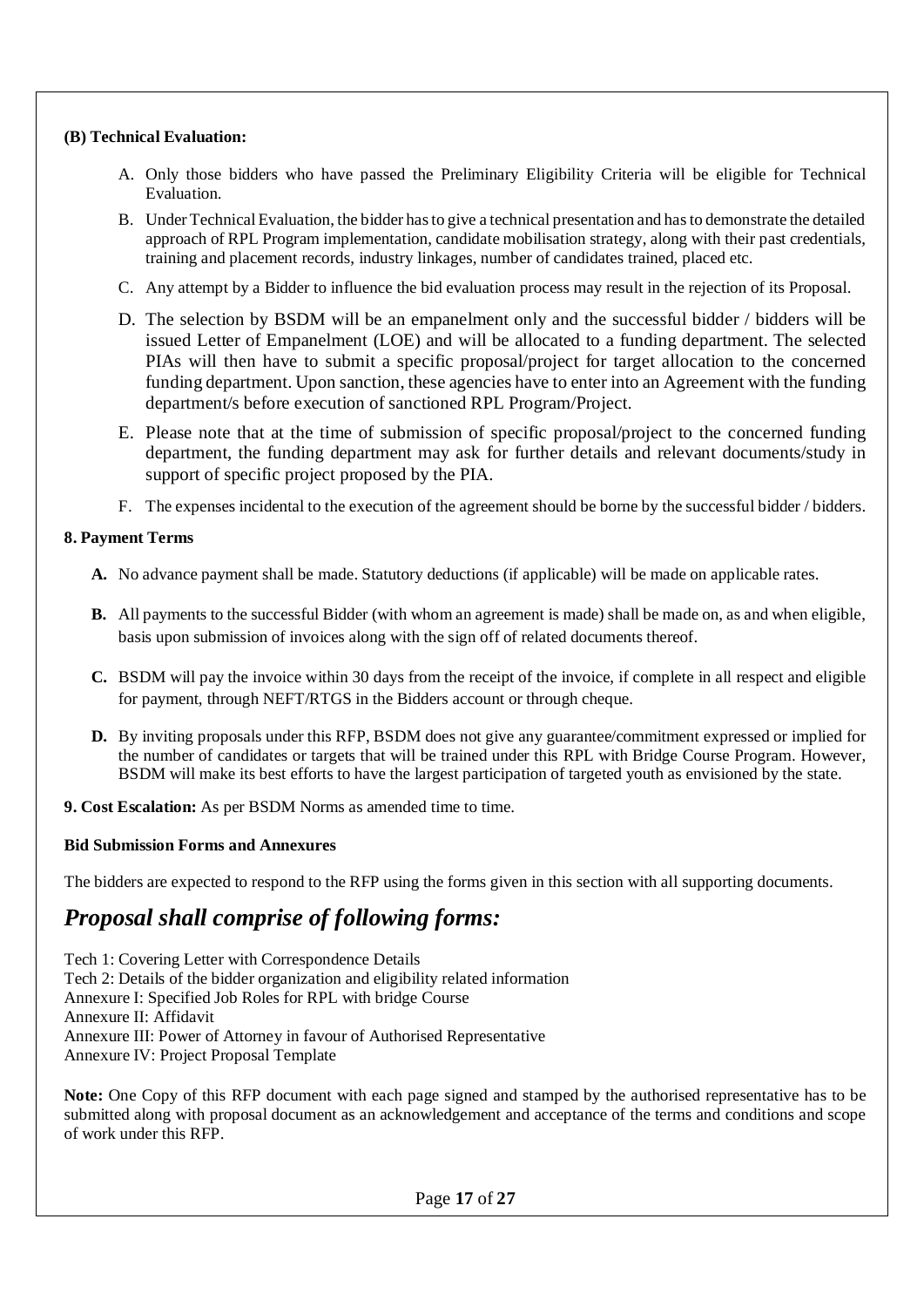**(B) Technical Evaluation:**

A. Only those bidders who have passed the Preliminary Eligibility Criteria will be eligible for Technical Evaluation.

B. Under Technical Evaluation, the bidder has to give a technical presentation and has to demonstrate the detailed approach of RPL Program implementation, candidate mobilisation strategy, along with their past credentials, training and placement records, industry linkages, number of candidates trained, placed etc.

C. Any attempt by a Bidder to influence the bid evaluation process may result in the rejection of its Proposal.

D. The selection by BSDM will be an empanelment only and the successful bidder / bidders will be issued Letter of Empanelment (LOE) and will be allocated to a funding department. The selected PIAs will then have to submit a specific proposal/project for target allocation to the concerned funding department. Upon sanction, these agencies have to enter into an Agreement with the funding department/s before execution of sanctioned RPL Program/Project.

E. Please note that at the time of submission of specific proposal/project to the concerned funding department, the funding department may ask for further details and relevant documents/study in support of specific project proposed by the PIA.

F. The expenses incidental to the execution of the agreement should be borne by the successful bidder / bidders.

**8. Payment Terms**

**A.** No advance payment shall be made. Statutory deductions (if applicable) will be made on applicable rates.

**B.** All payments to the successful Bidder (with whom an agreement is made) shall be made on, as and when eligible, basis upon submission of invoices along with the sign off of related documents thereof.

**C.** BSDM will pay the invoice within 30 days from the receipt of the invoice, if complete in all respect and eligible for payment, through NEFT/RTGS in the Bidders account or through cheque.

**D.** By inviting proposals under this RFP, BSDM does not give any guarantee/commitment expressed or implied for the number of candidates or targets that will be trained under this RPL with Bridge Course Program. However, BSDM will make its best efforts to have the largest participation of targeted youth as envisioned by the state.

**9. Cost Escalation:** As per BSDM Norms as amended time to time.

**Bid Submission Forms and Annexures**

The bidders are expected to respond to the RFP using the forms given in this section with all supporting documents.

## *Proposal shall comprise of following forms:*

Tech 1: Covering Letter with Correspondence Details
Tech 2: Details of the bidder organization and eligibility related information
Annexure I: Specified Job Roles for RPL with bridge Course
Annexure II: Affidavit
Annexure III: Power of Attorney in favour of Authorised Representative
Annexure IV: Project Proposal Template

**Note:** One Copy of this RFP document with each page signed and stamped by the authorised representative has to be submitted along with proposal document as an acknowledgement and acceptance of the terms and conditions and scope of work under this RFP.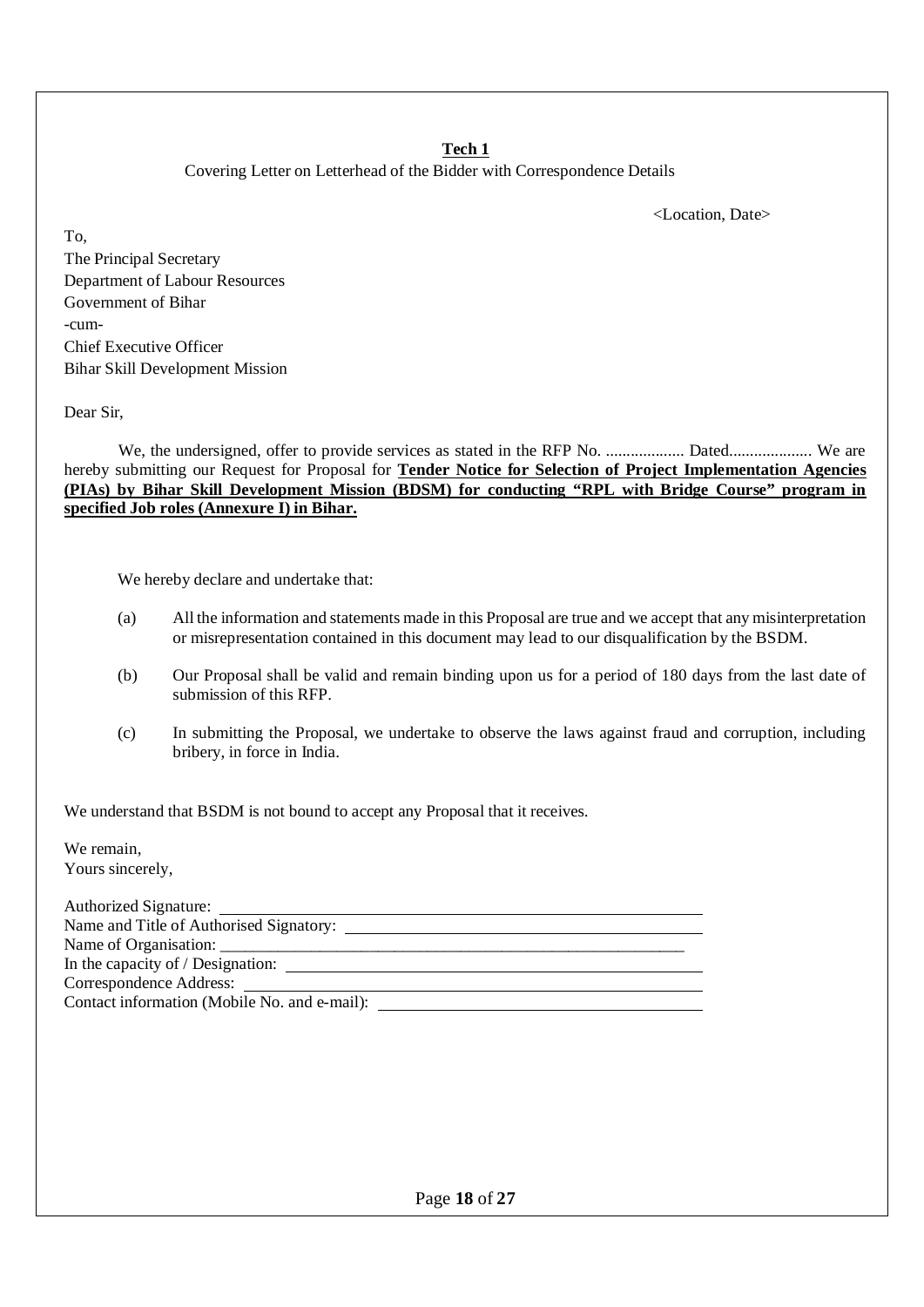**Tech 1**

Covering Letter on Letterhead of the Bidder with Correspondence Details

<Location, Date>

To,
The Principal Secretary
Department of Labour Resources
Government of Bihar
-cum-
Chief Executive Officer
Bihar Skill Development Mission

Dear Sir,

We, the undersigned, offer to provide services as stated in the RFP No. ................... Dated.................... We are hereby submitting our Request for Proposal for **Tender Notice for Selection of Project Implementation Agencies (PIAs) by Bihar Skill Development Mission (BDSM) for conducting "RPL with Bridge Course" program in specified Job roles (Annexure I) in Bihar.**

We hereby declare and undertake that:

(a) All the information and statements made in this Proposal are true and we accept that any misinterpretation or misrepresentation contained in this document may lead to our disqualification by the BSDM.

(b) Our Proposal shall be valid and remain binding upon us for a period of 180 days from the last date of submission of this RFP.

(c) In submitting the Proposal, we undertake to observe the laws against fraud and corruption, including bribery, in force in India.

We understand that BSDM is not bound to accept any Proposal that it receives.

We remain,
Yours sincerely,

Authorized Signature: ____________________
Name and Title of Authorised Signatory: ____________________
Name of Organisation: ____________________
In the capacity of / Designation: ____________________
Correspondence Address: ____________________
Contact information (Mobile No. and e-mail): ____________________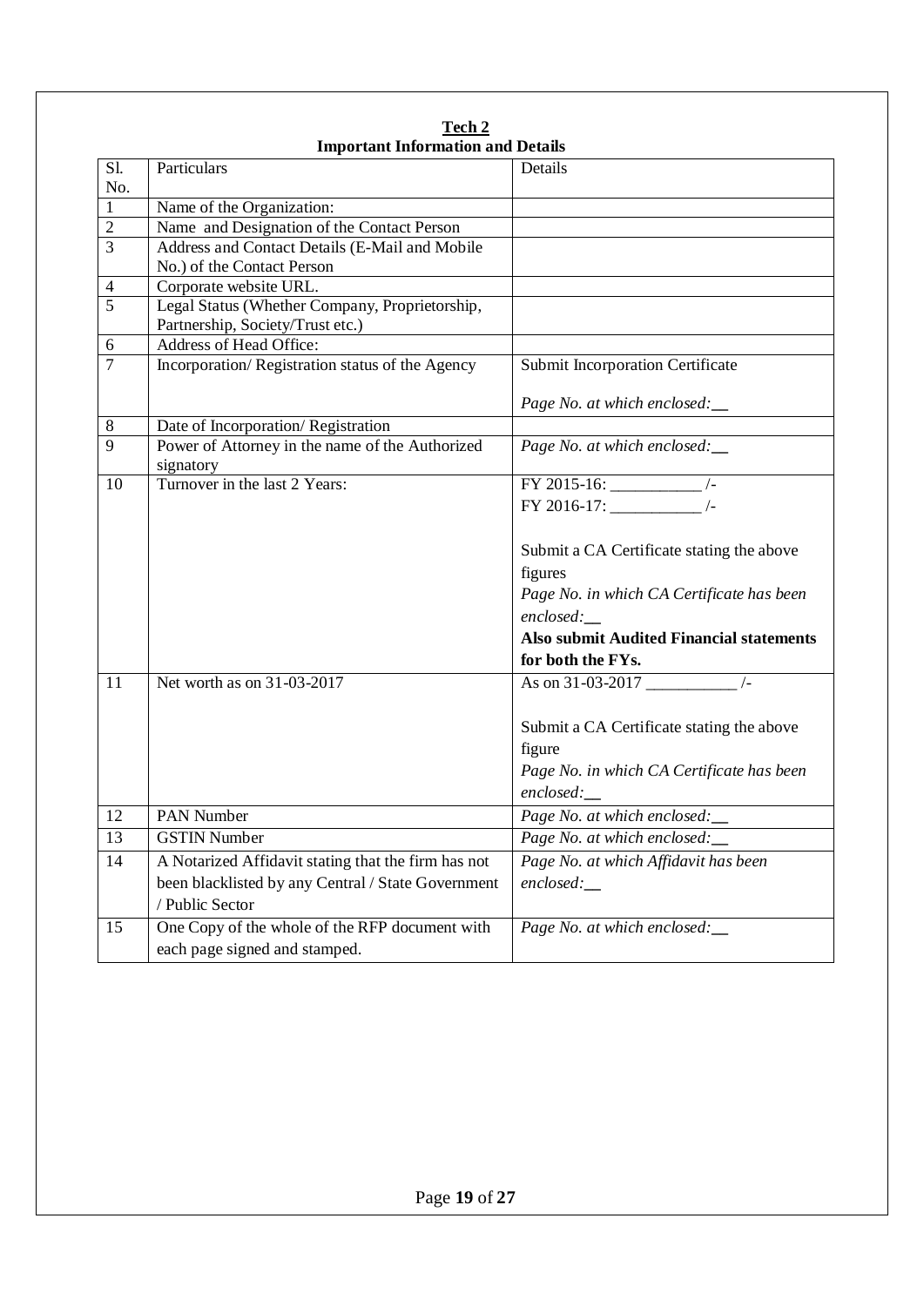**Tech 2**

**Important Information and Details**

| Sl. No. | Particulars | Details |
|---|---|---|
| 1 | Name of the Organization: | |
| 2 | Name and Designation of the Contact Person | |
| 3 | Address and Contact Details (E-Mail and Mobile No.) of the Contact Person | |
| 4 | Corporate website URL. | |
| 5 | Legal Status (Whether Company, Proprietorship, Partnership, Society/Trust etc.) | |
| 6 | Address of Head Office: | |
| 7 | Incorporation/ Registration status of the Agency | Submit Incorporation Certificate<br><br>*Page No. at which enclosed:__* |
| 8 | Date of Incorporation/ Registration | |
| 9 | Power of Attorney in the name of the Authorized signatory | *Page No. at which enclosed:__* |
| 10 | Turnover in the last 2 Years: | FY 2015-16: ___________ /-<br>FY 2016-17: ___________ /-<br><br>Submit a CA Certificate stating the above figures<br>*Page No. in which CA Certificate has been enclosed:__*<br>**Also submit Audited Financial statements for both the FYs.** |
| 11 | Net worth as on 31-03-2017 | As on 31-03-2017 ___________ /-<br><br>Submit a CA Certificate stating the above figure<br>*Page No. in which CA Certificate has been enclosed:__* |
| 12 | PAN Number | *Page No. at which enclosed:__* |
| 13 | GSTIN Number | *Page No. at which enclosed:__* |
| 14 | A Notarized Affidavit stating that the firm has not been blacklisted by any Central / State Government / Public Sector | *Page No. at which Affidavit has been enclosed:__* |
| 15 | One Copy of the whole of the RFP document with each page signed and stamped. | *Page No. at which enclosed:__* |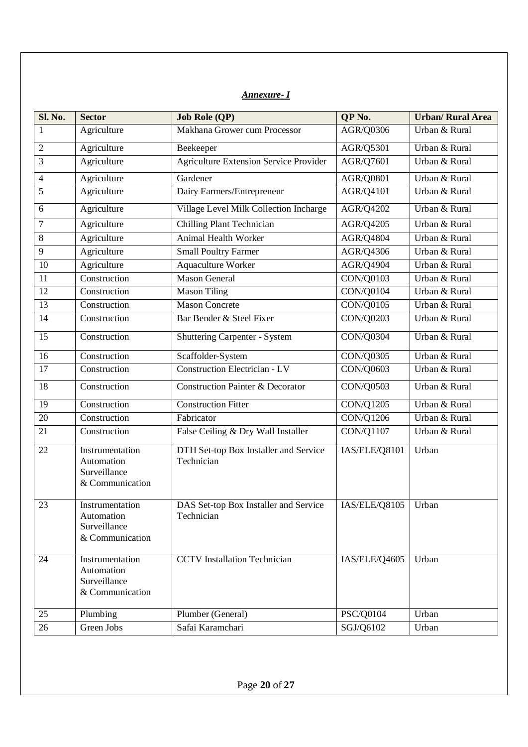***Annexure- I***

| Sl. No. | Sector | Job Role (QP) | QP No. | Urban/ Rural Area |
|---|---|---|---|---|
| 1 | Agriculture | Makhana Grower cum Processor | AGR/Q0306 | Urban & Rural |
| 2 | Agriculture | Beekeeper | AGR/Q5301 | Urban & Rural |
| 3 | Agriculture | Agriculture Extension Service Provider | AGR/Q7601 | Urban & Rural |
| 4 | Agriculture | Gardener | AGR/Q0801 | Urban & Rural |
| 5 | Agriculture | Dairy Farmers/Entrepreneur | AGR/Q4101 | Urban & Rural |
| 6 | Agriculture | Village Level Milk Collection Incharge | AGR/Q4202 | Urban & Rural |
| 7 | Agriculture | Chilling Plant Technician | AGR/Q4205 | Urban & Rural |
| 8 | Agriculture | Animal Health Worker | AGR/Q4804 | Urban & Rural |
| 9 | Agriculture | Small Poultry Farmer | AGR/Q4306 | Urban & Rural |
| 10 | Agriculture | Aquaculture Worker | AGR/Q4904 | Urban & Rural |
| 11 | Construction | Mason General | CON/Q0103 | Urban & Rural |
| 12 | Construction | Mason Tiling | CON/Q0104 | Urban & Rural |
| 13 | Construction | Mason Concrete | CON/Q0105 | Urban & Rural |
| 14 | Construction | Bar Bender & Steel Fixer | CON/Q0203 | Urban & Rural |
| 15 | Construction | Shuttering Carpenter - System | CON/Q0304 | Urban & Rural |
| 16 | Construction | Scaffolder-System | CON/Q0305 | Urban & Rural |
| 17 | Construction | Construction Electrician - LV | CON/Q0603 | Urban & Rural |
| 18 | Construction | Construction Painter & Decorator | CON/Q0503 | Urban & Rural |
| 19 | Construction | Construction Fitter | CON/Q1205 | Urban & Rural |
| 20 | Construction | Fabricator | CON/Q1206 | Urban & Rural |
| 21 | Construction | False Ceiling & Dry Wall Installer | CON/Q1107 | Urban & Rural |
| 22 | Instrumentation Automation Surveillance & Communication | DTH Set-top Box Installer and Service Technician | IAS/ELE/Q8101 | Urban |
| 23 | Instrumentation Automation Surveillance & Communication | DAS Set-top Box Installer and Service Technician | IAS/ELE/Q8105 | Urban |
| 24 | Instrumentation Automation Surveillance & Communication | CCTV Installation Technician | IAS/ELE/Q4605 | Urban |
| 25 | Plumbing | Plumber (General) | PSC/Q0104 | Urban |
| 26 | Green Jobs | Safai Karamchari | SGJ/Q6102 | Urban |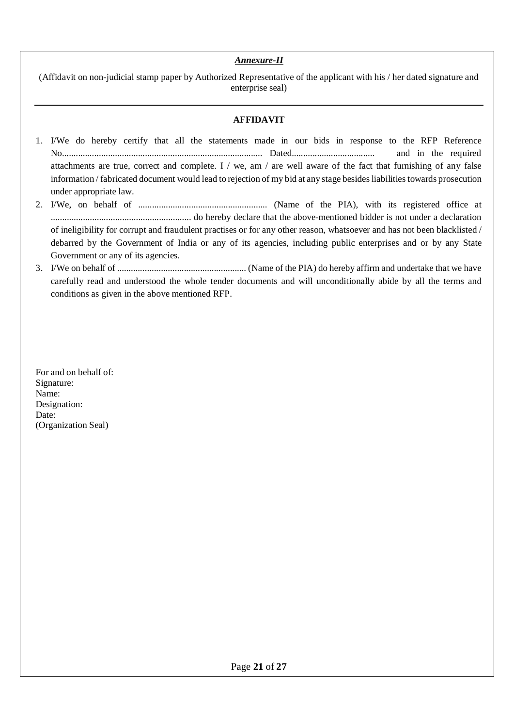***Annexure-II***

(Affidavit on non-judicial stamp paper by Authorized Representative of the applicant with his / her dated signature and enterprise seal)

---

**AFFIDAVIT**

1. I/We do hereby certify that all the statements made in our bids in response to the RFP Reference No....................................................................................... Dated.................................... and in the required attachments are true, correct and complete. I / we, am / are well aware of the fact that furnishing of any false information / fabricated document would lead to rejection of my bid at any stage besides liabilities towards prosecution under appropriate law.
2. I/We, on behalf of ........................................................ (Name of the PIA), with its registered office at ............................................................ do hereby declare that the above-mentioned bidder is not under a declaration of ineligibility for corrupt and fraudulent practises or for any other reason, whatsoever and has not been blacklisted / debarred by the Government of India or any of its agencies, including public enterprises and or by any State Government or any of its agencies.
3. I/We on behalf of ........................................................ (Name of the PIA) do hereby affirm and undertake that we have carefully read and understood the whole tender documents and will unconditionally abide by all the terms and conditions as given in the above mentioned RFP.

For and on behalf of:
Signature:
Name:
Designation:
Date:
(Organization Seal)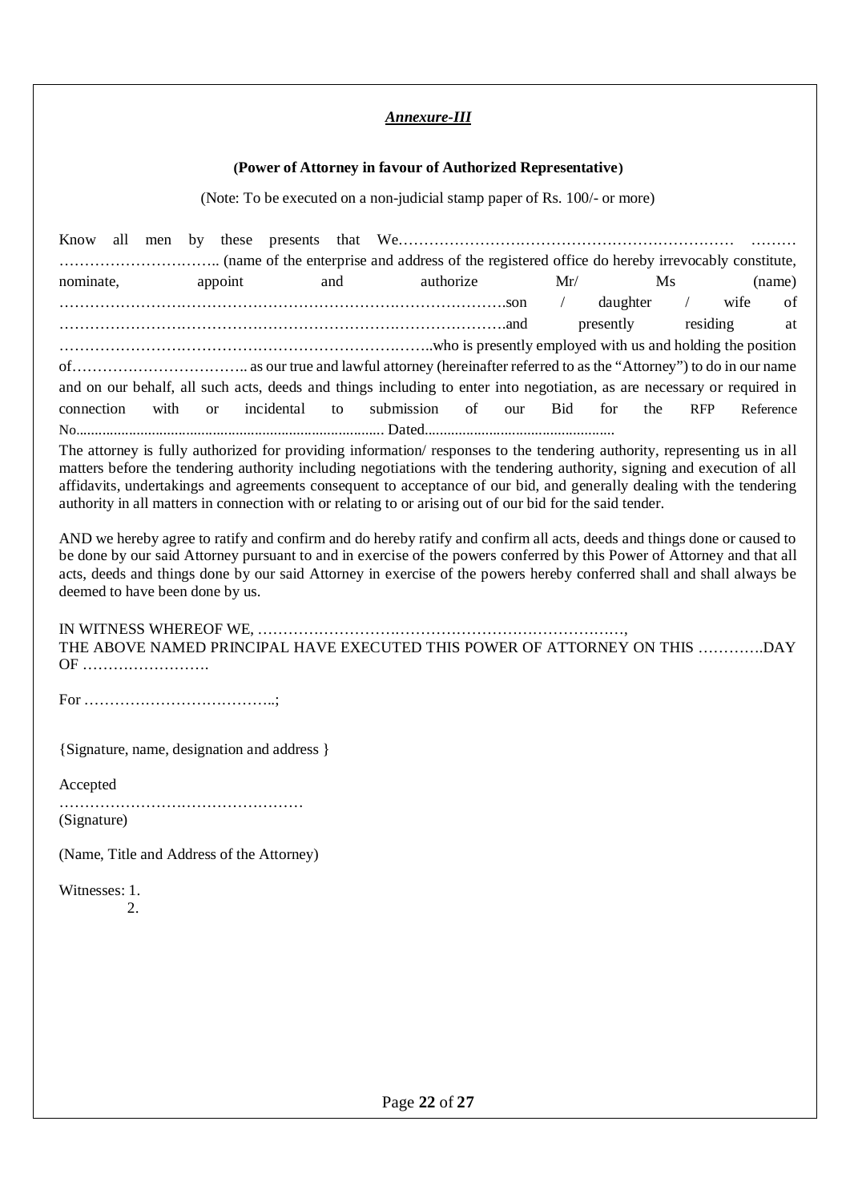***Annexure-III***

**(Power of Attorney in favour of Authorized Representative)**

(Note: To be executed on a non-judicial stamp paper of Rs. 100/- or more)

Know all men by these presents that We………………………………………………………… ……… ………………………….. (name of the enterprise and address of the registered office do hereby irrevocably constitute, nominate, appoint and authorize Mr/ Ms (name) ………………………………………………………………………….son / daughter / wife of ………………………………………………………………………….and presently residing at ……………………………………………………………..who is presently employed with us and holding the position of…………………………….. as our true and lawful attorney (hereinafter referred to as the "Attorney") to do in our name and on our behalf, all such acts, deeds and things including to enter into negotiation, as are necessary or required in connection with or incidental to submission of our Bid for the RFP Reference No................................................................................ Dated.................................................

The attorney is fully authorized for providing information/ responses to the tendering authority, representing us in all matters before the tendering authority including negotiations with the tendering authority, signing and execution of all affidavits, undertakings and agreements consequent to acceptance of our bid, and generally dealing with the tendering authority in all matters in connection with or relating to or arising out of our bid for the said tender.

AND we hereby agree to ratify and confirm and do hereby ratify and confirm all acts, deeds and things done or caused to be done by our said Attorney pursuant to and in exercise of the powers conferred by this Power of Attorney and that all acts, deeds and things done by our said Attorney in exercise of the powers hereby conferred shall and shall always be deemed to have been done by us.

IN WITNESS WHEREOF WE, ……………………………………………………………………,
THE ABOVE NAMED PRINCIPAL HAVE EXECUTED THIS POWER OF ATTORNEY ON THIS ………….DAY OF …………………….

For ………………………………..;

{Signature, name, designation and address }

Accepted

…………………………………………
(Signature)

(Name, Title and Address of the Attorney)

Witnesses: 1.
2.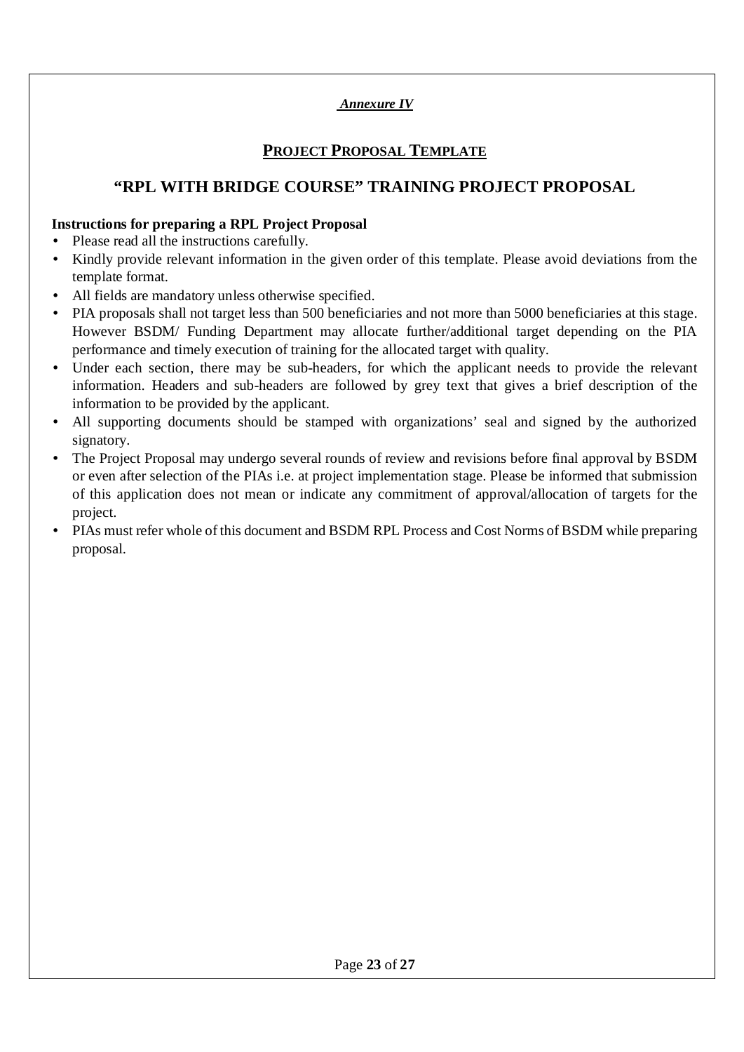***Annexure IV***

## **PROJECT PROPOSAL TEMPLATE**

# "RPL WITH BRIDGE COURSE" TRAINING PROJECT PROPOSAL

**Instructions for preparing a RPL Project Proposal**

- Please read all the instructions carefully.
- Kindly provide relevant information in the given order of this template. Please avoid deviations from the template format.
- All fields are mandatory unless otherwise specified.
- PIA proposals shall not target less than 500 beneficiaries and not more than 5000 beneficiaries at this stage. However BSDM/ Funding Department may allocate further/additional target depending on the PIA performance and timely execution of training for the allocated target with quality.
- Under each section, there may be sub-headers, for which the applicant needs to provide the relevant information. Headers and sub-headers are followed by grey text that gives a brief description of the information to be provided by the applicant.
- All supporting documents should be stamped with organizations' seal and signed by the authorized signatory.
- The Project Proposal may undergo several rounds of review and revisions before final approval by BSDM or even after selection of the PIAs i.e. at project implementation stage. Please be informed that submission of this application does not mean or indicate any commitment of approval/allocation of targets for the project.
- PIAs must refer whole of this document and BSDM RPL Process and Cost Norms of BSDM while preparing proposal.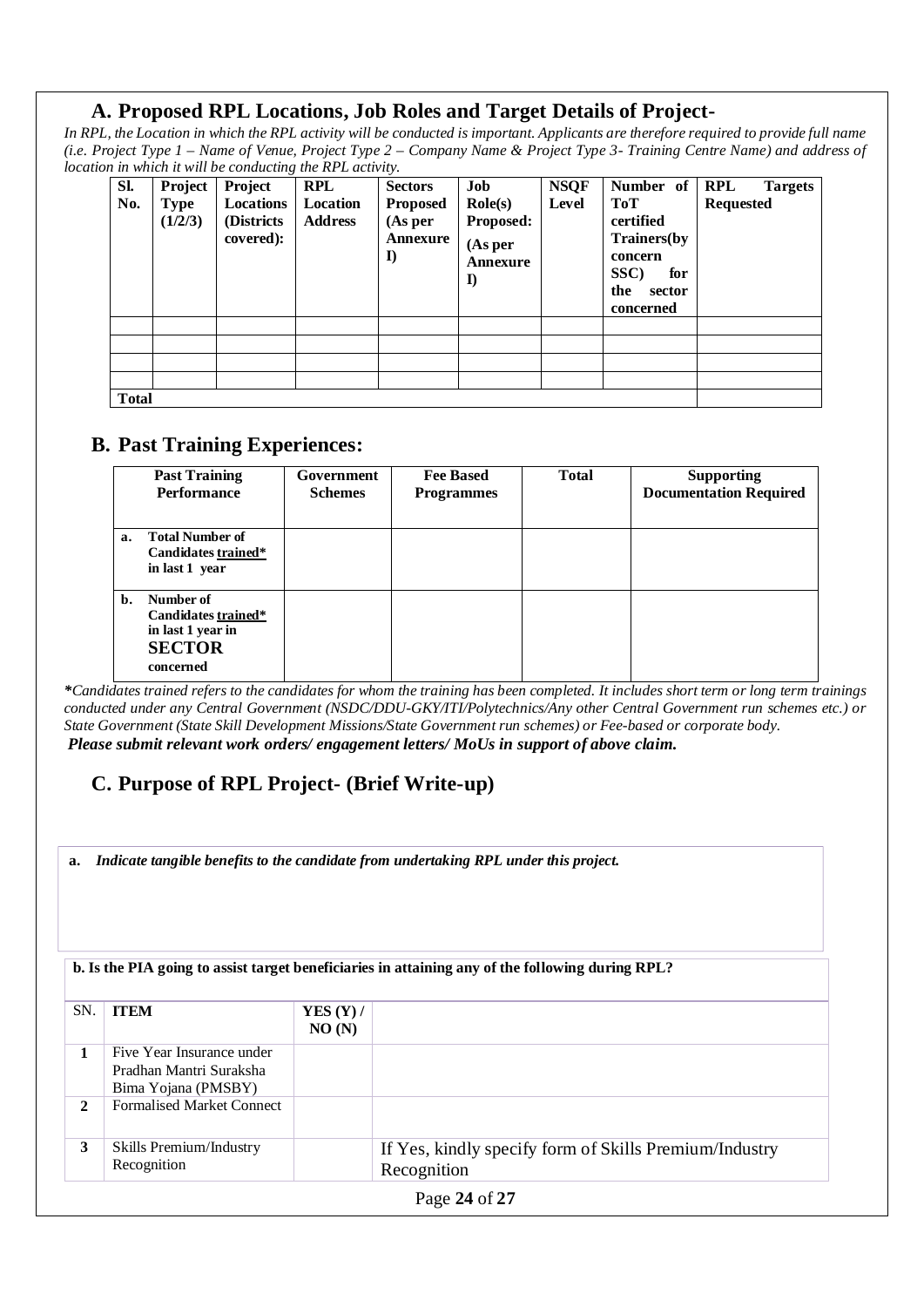## A. Proposed RPL Locations, Job Roles and Target Details of Project-

*In RPL, the Location in which the RPL activity will be conducted is important. Applicants are therefore required to provide full name (i.e. Project Type 1 – Name of Venue, Project Type 2 – Company Name & Project Type 3- Training Centre Name) and address of location in which it will be conducting the RPL activity.*

| Sl. No. | Project Type (1/2/3) | Project Locations (Districts covered): | RPL Location Address | Sectors Proposed (As per Annexure I) | Job Role(s) Proposed: (As per Annexure I) | NSQF Level | Number of ToT certified Trainers(by concern SSC) for the sector concerned | RPL Targets Requested |
|---|---|---|---|---|---|---|---|---|
| | | | | | | | | |
| | | | | | | | | |
| | | | | | | | | |
| | | | | | | | | |
| **Total** | | | | | | | | |

## B. Past Training Experiences:

| Past Training Performance | Government Schemes | Fee Based Programmes | Total | Supporting Documentation Required |
|---|---|---|---|---|
| **a. Total Number of Candidates trained\* in last 1 year** | | | | |
| **b. Number of Candidates trained\* in last 1 year in SECTOR concerned** | | | | |

***\****Candidates trained refers to the candidates for whom the training has been completed. It includes short term or long term trainings conducted under any Central Government (NSDC/DDU-GKY/ITI/Polytechnics/Any other Central Government run schemes etc.) or State Government (State Skill Development Missions/State Government run schemes) or Fee-based or corporate body.*

***Please submit relevant work orders/ engagement letters/ MoUs in support of above claim.***

## C. Purpose of RPL Project- (Brief Write-up)

**a.** ***Indicate tangible benefits to the candidate from undertaking RPL under this project.***

**b. Is the PIA going to assist target beneficiaries in attaining any of the following during RPL?**

| SN. | ITEM | YES (Y) / NO (N) | |
|---|---|---|---|
| **1** | Five Year Insurance under Pradhan Mantri Suraksha Bima Yojana (PMSBY) | | |
| **2** | Formalised Market Connect | | |
| **3** | Skills Premium/Industry Recognition | | If Yes, kindly specify form of Skills Premium/Industry Recognition |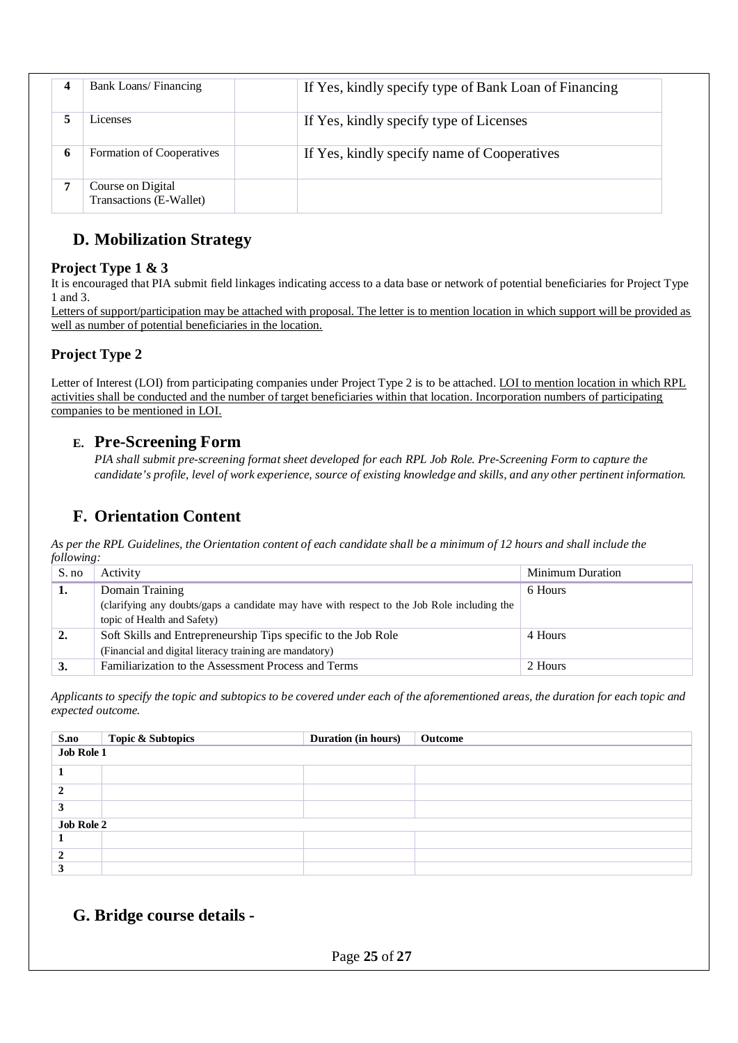| 4 | Bank Loans/ Financing | | If Yes, kindly specify type of Bank Loan of Financing |
|---|---|---|---|
| 5 | Licenses | | If Yes, kindly specify type of Licenses |
| 6 | Formation of Cooperatives | | If Yes, kindly specify name of Cooperatives |
| 7 | Course on Digital Transactions (E-Wallet) | | |

## D. Mobilization Strategy

### Project Type 1 & 3

It is encouraged that PIA submit field linkages indicating access to a data base or network of potential beneficiaries for Project Type 1 and 3.

Letters of support/participation may be attached with proposal. The letter is to mention location in which support will be provided as well as number of potential beneficiaries in the location.

### Project Type 2

Letter of Interest (LOI) from participating companies under Project Type 2 is to be attached. LOI to mention location in which RPL activities shall be conducted and the number of target beneficiaries within that location. Incorporation numbers of participating companies to be mentioned in LOI.

## E. Pre-Screening Form

*PIA shall submit pre-screening format sheet developed for each RPL Job Role. Pre-Screening Form to capture the candidate's profile, level of work experience, source of existing knowledge and skills, and any other pertinent information.*

## F. Orientation Content

*As per the RPL Guidelines, the Orientation content of each candidate shall be a minimum of 12 hours and shall include the following:*

| S. no | Activity | Minimum Duration |
|---|---|---|
| **1.** | Domain Training<br>(clarifying any doubts/gaps a candidate may have with respect to the Job Role including the topic of Health and Safety) | 6 Hours |
| **2.** | Soft Skills and Entrepreneurship Tips specific to the Job Role<br>(Financial and digital literacy training are mandatory) | 4 Hours |
| **3.** | Familiarization to the Assessment Process and Terms | 2 Hours |

*Applicants to specify the topic and subtopics to be covered under each of the aforementioned areas, the duration for each topic and expected outcome.*

| S.no | Topic & Subtopics | Duration (in hours) | Outcome |
|---|---|---|---|
| **Job Role 1** | | | |
| **1** | | | |
| **2** | | | |
| **3** | | | |
| **Job Role 2** | | | |
| **1** | | | |
| **2** | | | |
| **3** | | | |

## G. Bridge course details -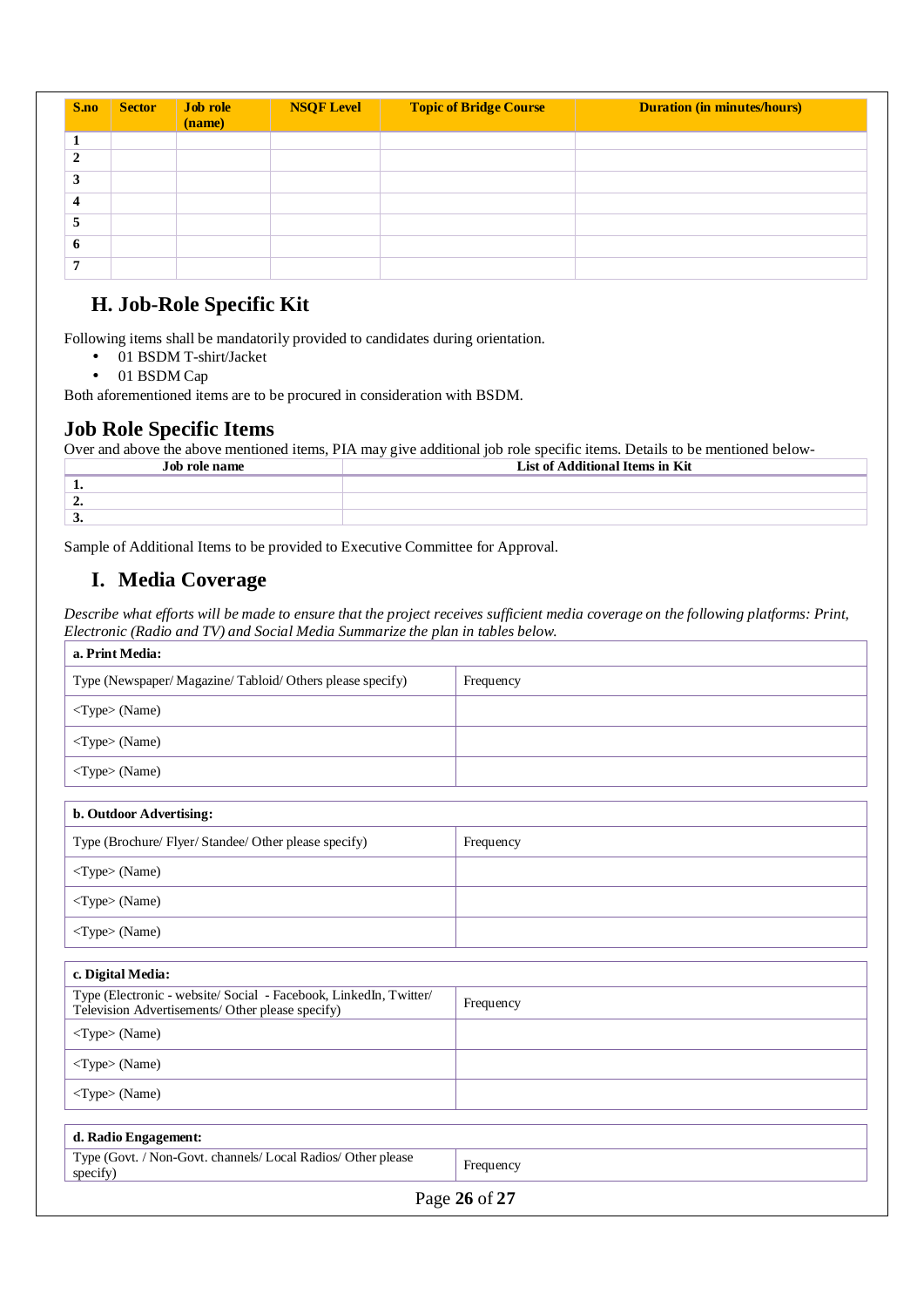| S.no | Sector | Job role (name) | NSQF Level | Topic of Bridge Course | Duration (in minutes/hours) |
|---|---|---|---|---|---|
| 1 | | | | | |
| 2 | | | | | |
| 3 | | | | | |
| 4 | | | | | |
| 5 | | | | | |
| 6 | | | | | |
| 7 | | | | | |

## H. Job-Role Specific Kit

Following items shall be mandatorily provided to candidates during orientation.

- 01 BSDM T-shirt/Jacket
- 01 BSDM Cap

Both aforementioned items are to be procured in consideration with BSDM.

## Job Role Specific Items

Over and above the above mentioned items, PIA may give additional job role specific items. Details to be mentioned below-

| Job role name | List of Additional Items in Kit |
|---|---|
| 1. | |
| 2. | |
| 3. | |

Sample of Additional Items to be provided to Executive Committee for Approval.

## I. Media Coverage

*Describe what efforts will be made to ensure that the project receives sufficient media coverage on the following platforms: Print, Electronic (Radio and TV) and Social Media Summarize the plan in tables below.*

| **a. Print Media:** | |
|---|---|
| Type (Newspaper/ Magazine/ Tabloid/ Others please specify) | Frequency |
| <Type> (Name) | |
| <Type> (Name) | |
| <Type> (Name) | |

| **b. Outdoor Advertising:** | |
|---|---|
| Type (Brochure/ Flyer/ Standee/ Other please specify) | Frequency |
| <Type> (Name) | |
| <Type> (Name) | |
| <Type> (Name) | |

| **c. Digital Media:** | |
|---|---|
| Type (Electronic - website/ Social - Facebook, LinkedIn, Twitter/ Television Advertisements/ Other please specify) | Frequency |
| <Type> (Name) | |
| <Type> (Name) | |
| <Type> (Name) | |

| **d. Radio Engagement:** | |
|---|---|
| Type (Govt. / Non-Govt. channels/ Local Radios/ Other please specify) | Frequency |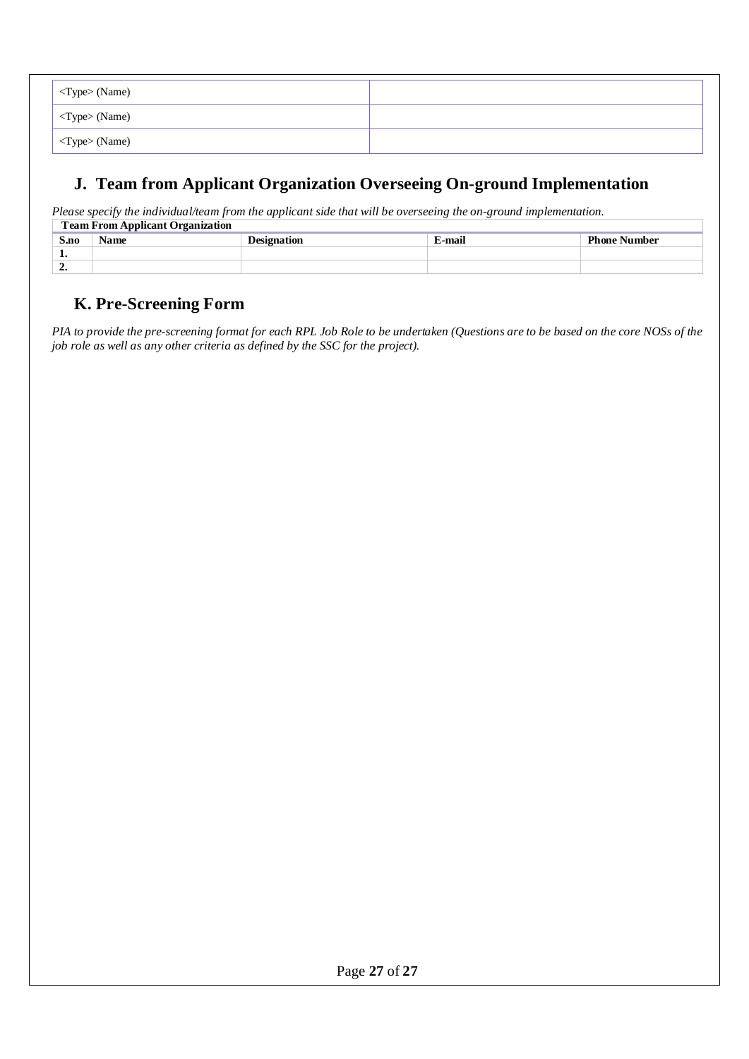| | |
|---|---|
| <Type> (Name) | |
| <Type> (Name) | |
| <Type> (Name) | |

## J. Team from Applicant Organization Overseeing On-ground Implementation

*Please specify the individual/team from the applicant side that will be overseeing the on-ground implementation.*

| Team From Applicant Organization | | | | |
|---|---|---|---|---|
| **S.no** | **Name** | **Designation** | **E-mail** | **Phone Number** |
| **1.** | | | | |
| **2.** | | | | |

## K. Pre-Screening Form

*PIA to provide the pre-screening format for each RPL Job Role to be undertaken (Questions are to be based on the core NOSs of the job role as well as any other criteria as defined by the SSC for the project).*